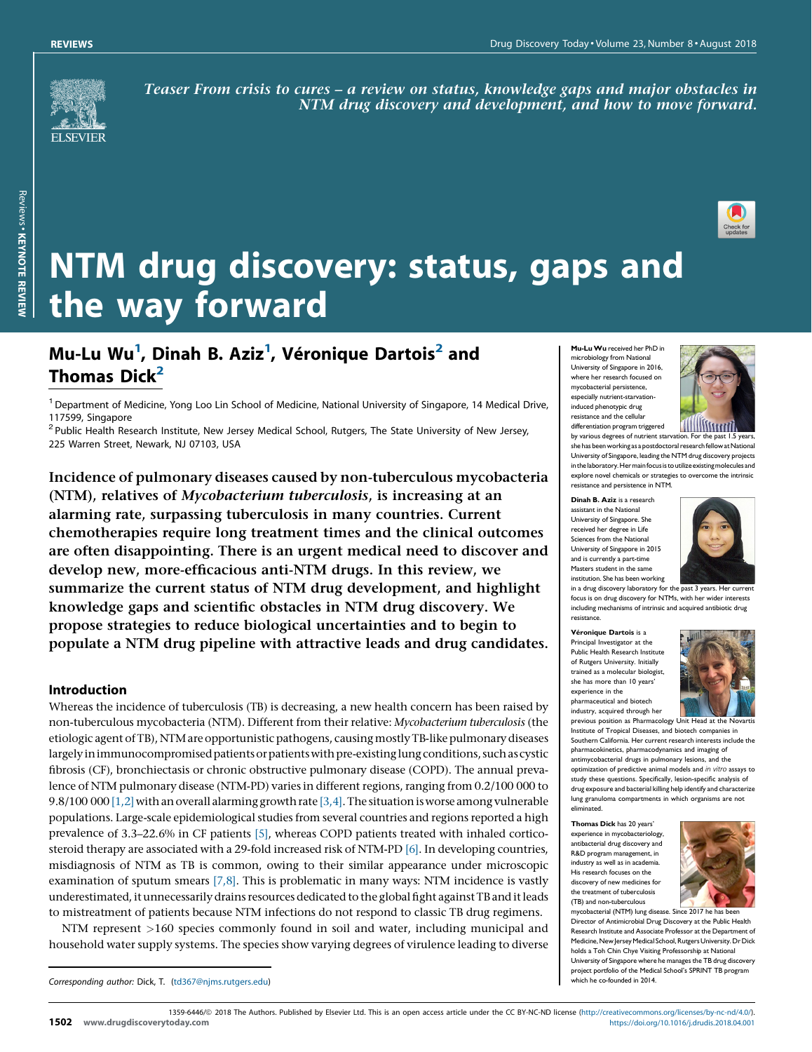*Teaser From crisis to cures – a review on status, knowledge gaps and major obstacles in NTM drug discovery and development, and how to move forward.*

# NTM drug discovery: status, gaps and the way forward

## Mu-Lu Wu[1], Dinah B. Aziz[1], Véronique Dartois[2] and Thomas Dick[2]

[1] Department of Medicine, Yong Loo Lin School of Medicine, National University of Singapore, 14 Medical Drive, 117599, Singapore

[2] Public Health Research Institute, New Jersey Medical School, Rutgers, The State University of New Jersey, 225 Warren Street, Newark, NJ 07103, USA

**Incidence of pulmonary diseases caused by non-tuberculous mycobacteria (NTM), relatives of *Mycobacterium tuberculosis*, is increasing at an alarming rate, surpassing tuberculosis in many countries. Current chemotherapies require long treatment times and the clinical outcomes are often disappointing. There is an urgent medical need to discover and develop new, more-efficacious anti-NTM drugs. In this review, we summarize the current status of NTM drug development, and highlight knowledge gaps and scientific obstacles in NTM drug discovery. We propose strategies to reduce biological uncertainties and to begin to populate a NTM drug pipeline with attractive leads and drug candidates.**

### Introduction

Whereas the incidence of tuberculosis (TB) is decreasing, a new health concern has been raised by non-tuberculous mycobacteria (NTM). Different from their relative: *Mycobacterium tuberculosis* (the etiologic agent of TB), NTM are opportunistic pathogens, causing mostly TB-like pulmonary diseases largely in immunocompromised patients or patients with pre-existing lung conditions, such as cystic fibrosis (CF), bronchiectasis or chronic obstructive pulmonary disease (COPD). The annual prevalence of NTM pulmonary disease (NTM-PD) varies in different regions, ranging from 0.2/100 000 to 9.8/100 000 [1,2] with an overall alarming growth rate [3,4]. The situation is worse among vulnerable populations. Large-scale epidemiological studies from several countries and regions reported a high prevalence of 3.3–22.6% in CF patients [5], whereas COPD patients treated with inhaled corticosteroid therapy are associated with a 29-fold increased risk of NTM-PD [6]. In developing countries, misdiagnosis of NTM as TB is common, owing to their similar appearance under microscopic examination of sputum smears [7,8]. This is problematic in many ways: NTM incidence is vastly underestimated, it unnecessarily drains resources dedicated to the global fight against TB and it leads to mistreatment of patients because NTM infections do not respond to classic TB drug regimens.

NTM represent >160 species commonly found in soil and water, including municipal and household water supply systems. The species show varying degrees of virulence leading to diverse

**Mu-Lu Wu** received her PhD in microbiology from National University of Singapore in 2016, where her research focused on mycobacterial persistence, especially nutrient-starvation-induced phenotypic drug resistance and the cellular differentiation program triggered by various degrees of nutrient starvation. For the past 1.5 years, she has been working as a postdoctoral research fellow at National University of Singapore, leading the NTM drug discovery projects in the laboratory. Her main focus is to utilize existing molecules and explore novel chemicals or strategies to overcome the intrinsic resistance and persistence in NTM.

**Dinah B. Aziz** is a research assistant in the National University of Singapore. She received her degree in Life Sciences from the National University of Singapore in 2015 and is currently a part-time Masters student in the same institution. She has been working in a drug discovery laboratory for the past 3 years. Her current focus is on drug discovery for NTMs, with her wider interests including mechanisms of intrinsic and acquired antibiotic drug resistance.

**Véronique Dartois** is a Principal Investigator at the Public Health Research Institute of Rutgers University. Initially trained as a molecular biologist, she has more than 10 years' experience in the pharmaceutical and biotech industry, acquired through her previous position as Pharmacology Unit Head at the Novartis Institute of Tropical Diseases, and biotech companies in Southern California. Her current research interests include the pharmacokinetics, pharmacodynamics and imaging of antimycobacterial drugs in pulmonary lesions, and the optimization of predictive animal models and *in vitro* assays to study these questions. Specifically, lesion-specific analysis of drug exposure and bacterial killing help identify and characterize lung granuloma compartments in which organisms are not eliminated.

**Thomas Dick** has 20 years' experience in mycobacteriology, antibacterial drug discovery and R&D program management, in industry as well as in academia. His research focuses on the discovery of new medicines for the treatment of tuberculosis (TB) and non-tuberculous mycobacterial (NTM) lung disease. Since 2017 he has been Director of Antimicrobial Drug Discovery at the Public Health Research Institute and Associate Professor at the Department of Medicine, New Jersey Medical School, Rutgers University. Dr Dick holds a Toh Chin Chye Visiting Professorship at National University of Singapore where he manages the TB drug discovery project portfolio of the Medical School's SPRINT TB program which he co-founded in 2014.

*Corresponding author:* Dick, T. (td367@njms.rutgers.edu)

1359-6446/© 2018 The Authors. Published by Elsevier Ltd. This is an open access article under the CC BY-NC-ND license (http://creativecommons.org/licenses/by-nc-nd/4.0/).
https://doi.org/10.1016/j.drudis.2018.04.001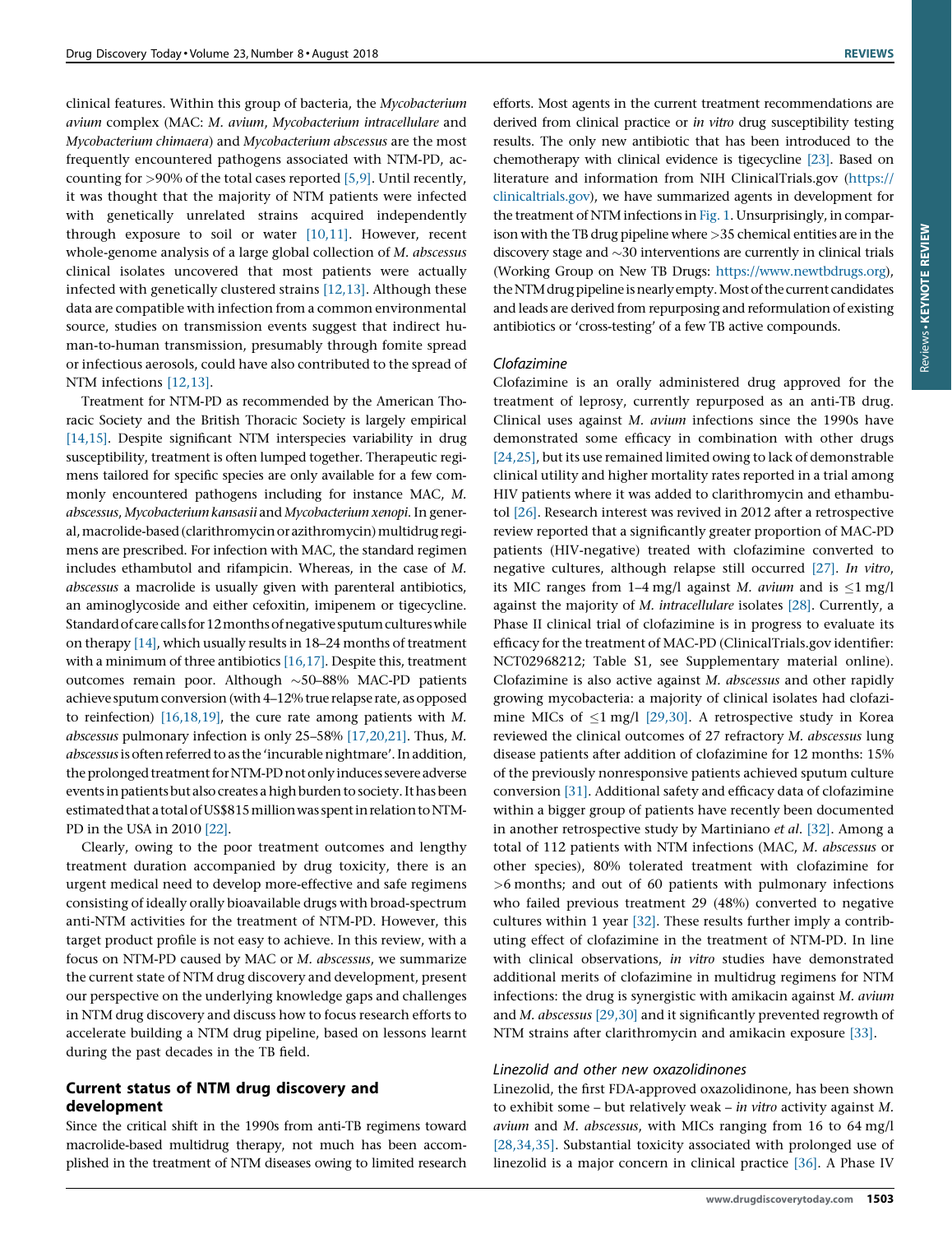clinical features. Within this group of bacteria, the *Mycobacterium avium* complex (MAC: *M. avium*, *Mycobacterium intracellulare* and *Mycobacterium chimaera*) and *Mycobacterium abscessus* are the most frequently encountered pathogens associated with NTM-PD, accounting for >90% of the total cases reported [5,9]. Until recently, it was thought that the majority of NTM patients were infected with genetically unrelated strains acquired independently through exposure to soil or water [10,11]. However, recent whole-genome analysis of a large global collection of *M. abscessus* clinical isolates uncovered that most patients were actually infected with genetically clustered strains [12,13]. Although these data are compatible with infection from a common environmental source, studies on transmission events suggest that indirect human-to-human transmission, presumably through fomite spread or infectious aerosols, could have also contributed to the spread of NTM infections [12,13].

Treatment for NTM-PD as recommended by the American Thoracic Society and the British Thoracic Society is largely empirical [14,15]. Despite significant NTM interspecies variability in drug susceptibility, treatment is often lumped together. Therapeutic regimens tailored for specific species are only available for a few commonly encountered pathogens including for instance MAC, *M. abscessus*, *Mycobacterium kansasii* and *Mycobacterium xenopi*. In general, macrolide-based (clarithromycin or azithromycin) multidrug regimens are prescribed. For infection with MAC, the standard regimen includes ethambutol and rifampicin. Whereas, in the case of *M. abscessus* a macrolide is usually given with parenteral antibiotics, an aminoglycoside and either cefoxitin, imipenem or tigecycline. Standard of care calls for 12 months of negative sputum cultures while on therapy [14], which usually results in 18–24 months of treatment with a minimum of three antibiotics [16,17]. Despite this, treatment outcomes remain poor. Although ~50–88% MAC-PD patients achieve sputum conversion (with 4–12% true relapse rate, as opposed to reinfection) [16,18,19], the cure rate among patients with *M. abscessus* pulmonary infection is only 25–58% [17,20,21]. Thus, *M. abscessus* is often referred to as the 'incurable nightmare'. In addition, the prolonged treatment for NTM-PD not only induces severe adverse events in patients but also creates a high burden to society. It has been estimated that a total of US$815 million was spent in relation to NTM-PD in the USA in 2010 [22].

Clearly, owing to the poor treatment outcomes and lengthy treatment duration accompanied by drug toxicity, there is an urgent medical need to develop more-effective and safe regimens consisting of ideally orally bioavailable drugs with broad-spectrum anti-NTM activities for the treatment of NTM-PD. However, this target product profile is not easy to achieve. In this review, with a focus on NTM-PD caused by MAC or *M. abscessus*, we summarize the current state of NTM drug discovery and development, present our perspective on the underlying knowledge gaps and challenges in NTM drug discovery and discuss how to focus research efforts to accelerate building a NTM drug pipeline, based on lessons learnt during the past decades in the TB field.

## Current status of NTM drug discovery and development

Since the critical shift in the 1990s from anti-TB regimens toward macrolide-based multidrug therapy, not much has been accomplished in the treatment of NTM diseases owing to limited research efforts. Most agents in the current treatment recommendations are derived from clinical practice or *in vitro* drug susceptibility testing results. The only new antibiotic that has been introduced to the chemotherapy with clinical evidence is tigecycline [23]. Based on literature and information from NIH ClinicalTrials.gov (https://clinicaltrials.gov), we have summarized agents in development for the treatment of NTM infections in Fig. 1. Unsurprisingly, in comparison with the TB drug pipeline where >35 chemical entities are in the discovery stage and ~30 interventions are currently in clinical trials (Working Group on New TB Drugs: https://www.newtbdrugs.org), the NTM drug pipeline is nearly empty. Most of the current candidates and leads are derived from repurposing and reformulation of existing antibiotics or 'cross-testing' of a few TB active compounds.

### Clofazimine

Clofazimine is an orally administered drug approved for the treatment of leprosy, currently repurposed as an anti-TB drug. Clinical uses against *M. avium* infections since the 1990s have demonstrated some efficacy in combination with other drugs [24,25], but its use remained limited owing to lack of demonstrable clinical utility and higher mortality rates reported in a trial among HIV patients where it was added to clarithromycin and ethambutol [26]. Research interest was revived in 2012 after a retrospective review reported that a significantly greater proportion of MAC-PD patients (HIV-negative) treated with clofazimine converted to negative cultures, although relapse still occurred [27]. *In vitro*, its MIC ranges from 1–4 mg/l against *M. avium* and is ≤1 mg/l against the majority of *M. intracellulare* isolates [28]. Currently, a Phase II clinical trial of clofazimine is in progress to evaluate its efficacy for the treatment of MAC-PD (ClinicalTrials.gov identifier: NCT02968212; Table S1, see Supplementary material online). Clofazimine is also active against *M. abscessus* and other rapidly growing mycobacteria: a majority of clinical isolates had clofazimine MICs of ≤1 mg/l [29,30]. A retrospective study in Korea reviewed the clinical outcomes of 27 refractory *M. abscessus* lung disease patients after addition of clofazimine for 12 months: 15% of the previously nonresponsive patients achieved sputum culture conversion [31]. Additional safety and efficacy data of clofazimine within a bigger group of patients have recently been documented in another retrospective study by Martiniano *et al*. [32]. Among a total of 112 patients with NTM infections (MAC, *M. abscessus* or other species), 80% tolerated treatment with clofazimine for >6 months; and out of 60 patients with pulmonary infections who failed previous treatment 29 (48%) converted to negative cultures within 1 year [32]. These results further imply a contributing effect of clofazimine in the treatment of NTM-PD. In line with clinical observations, *in vitro* studies have demonstrated additional merits of clofazimine in multidrug regimens for NTM infections: the drug is synergistic with amikacin against *M. avium* and *M. abscessus* [29,30] and it significantly prevented regrowth of NTM strains after clarithromycin and amikacin exposure [33].

### Linezolid and other new oxazolidinones

Linezolid, the first FDA-approved oxazolidinone, has been shown to exhibit some – but relatively weak – *in vitro* activity against *M. avium* and *M. abscessus*, with MICs ranging from 16 to 64 mg/l [28,34,35]. Substantial toxicity associated with prolonged use of linezolid is a major concern in clinical practice [36]. A Phase IV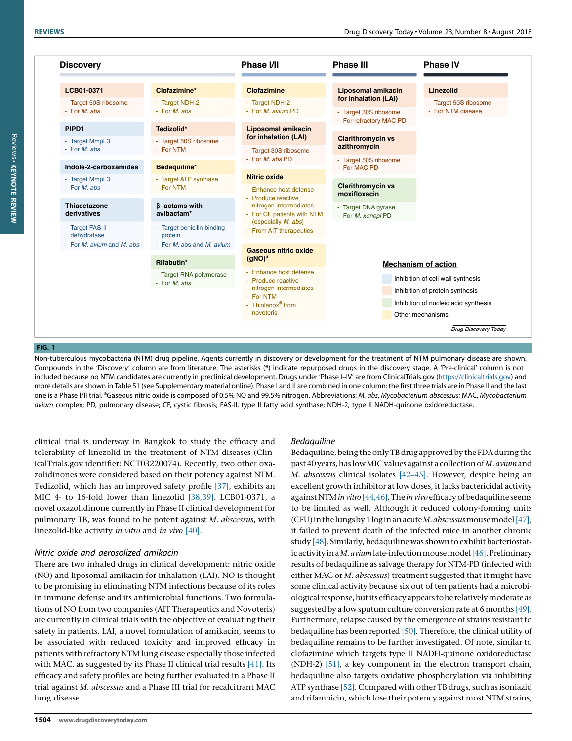| Discovery | | Phase I/II | Phase III | Phase IV |
| --- | --- | --- | --- | --- |
| **LCB01-0371**<br>- Target 50S ribosome<br>- For *M. abs* | **Clofazimine***<br>- Target NDH-2<br>- For *M. abs* | **Clofazimine**<br>- Target NDH-2<br>- For *M. avium* PD | **Liposomal amikacin for inhalation (LAI)**<br>- Target 30S ribosome<br>- For refractory MAC PD | **Linezolid**<br>- Target 50S ribosome<br>- For NTM disease |
| **PIPD1**<br>- Target MmpL3<br>- For *M. abs* | **Tedizolid***<br>- Target 50S ribosome<br>- For NTM | **Liposomal amikacin for inhalation (LAI)**<br>- Target 30S ribosome<br>- For *M. abs* PD | **Clarithromycin vs azithromycin**<br>- Target 50S ribosome<br>- For MAC PD | |
| **Indole-2-carboxamides**<br>- Target MmpL3<br>- For *M. abs* | **Bedaquiline***<br>- Target ATP synthase<br>- For NTM | **Nitric oxide**<br>- Enhance host defense<br>- Produce reactive nitrogen intermediates<br>- For CF patients with NTM (especially *M. abs*)<br>- From AIT therapeutics | **Clarithromycin vs moxifloxacin**<br>- Target DNA gyrase<br>- For *M. xenopi* PD | |
| **Thiacetazone derivatives**<br>- Target FAS-II dehydratase<br>- For *M. avium* and *M. abs* | **β-lactams with avibactam***<br>- Target penicilin-binding protein<br>- For *M. abs* and *M. avium* | **Gaseous nitric oxide (gNO)**[a]<br>- Enhance host defense<br>- Produce reactive nitrogen intermediates<br>- For NTM<br>- Thiolanox® from novoteris | | |
| | **Rifabutin***<br>- Target RNA polymerase<br>- For *M. abs* | | | |

**Mechanism of action**
- Inhibition of cell wall synthesis
- Inhibition of protein synthesis
- Inhibition of nucleic acid synthesis
- Other mechanisms

*Drug Discovery Today*

**FIG. 1**

Non-tuberculous mycobacteria (NTM) drug pipeline. Agents currently in discovery or development for the treatment of NTM pulmonary disease are shown. Compounds in the 'Discovery' column are from literature. The asterisks (*) indicate repurposed drugs in the discovery stage. A 'Pre-clinical' column is not included because no NTM candidates are currently in preclinical development. Drugs under 'Phase I–IV' are from ClinicalTrials.gov (https://clinicaltrials.gov) and more details are shown in Table S1 (see Supplementary material online). Phase I and II are combined in one column: the first three trials are in Phase II and the last one is a Phase I/II trial. [a]Gaseous nitric oxide is composed of 0.5% NO and 99.5% nitrogen. Abbreviations: *M. abs*, *Mycobacterium abscessus*; MAC, *Mycobacterium avium* complex; PD, pulmonary disease; CF, cystic fibrosis; FAS-II, type II fatty acid synthase; NDH-2, type II NADH-quinone oxidoreductase.

clinical trial is underway in Bangkok to study the efficacy and tolerability of linezolid in the treatment of NTM diseases (ClinicalTrials.gov identifier: NCT03220074). Recently, two other oxazolidinones were considered based on their potency against NTM. Tedizolid, which has an improved safety profile [37], exhibits an MIC 4- to 16-fold lower than linezolid [38,39]. LCB01-0371, a novel oxazolidinone currently in Phase II clinical development for pulmonary TB, was found to be potent against *M. abscessus*, with linezolid-like activity *in vitro* and *in vivo* [40].

### *Nitric oxide and aerosolized amikacin*

There are two inhaled drugs in clinical development: nitric oxide (NO) and liposomal amikacin for inhalation (LAI). NO is thought to be promising in eliminating NTM infections because of its roles in immune defense and its antimicrobial functions. Two formulations of NO from two companies (AIT Therapeutics and Novoteris) are currently in clinical trials with the objective of evaluating their safety in patients. LAI, a novel formulation of amikacin, seems to be associated with reduced toxicity and improved efficacy in patients with refractory NTM lung disease especially those infected with MAC, as suggested by its Phase II clinical trial results [41]. Its efficacy and safety profiles are being further evaluated in a Phase II trial against *M. abscessus* and a Phase III trial for recalcitrant MAC lung disease.

### *Bedaquiline*

Bedaquiline, being the only TB drug approved by the FDA during the past 40 years, has low MIC values against a collection of *M. avium* and *M. abscessus* clinical isolates [42–45]. However, despite being an excellent growth inhibitor at low doses, it lacks bactericidal activity against NTM *in vitro* [44,46]. The *in vivo* efficacy of bedaquiline seems to be limited as well. Although it reduced colony-forming units (CFU) in the lungs by 1 log in an acute *M. abscessus* mouse model [47], it failed to prevent death of the infected mice in another chronic study [48]. Similarly, bedaquiline was shown to exhibit bacteriostatic activity in a *M. avium* late-infection mouse model [46]. Preliminary results of bedaquiline as salvage therapy for NTM-PD (infected with either MAC or *M. abscessus*) treatment suggested that it might have some clinical activity because six out of ten patients had a microbiological response, but its efficacy appears to be relatively moderate as suggested by a low sputum culture conversion rate at 6 months [49]. Furthermore, relapse caused by the emergence of strains resistant to bedaquiline has been reported [50]. Therefore, the clinical utility of bedaquiline remains to be further investigated. Of note, similar to clofazimine which targets type II NADH-quinone oxidoreductase (NDH-2) [51], a key component in the electron transport chain, bedaquiline also targets oxidative phosphorylation via inhibiting ATP synthase [52]. Compared with other TB drugs, such as isoniazid and rifampicin, which lose their potency against most NTM strains,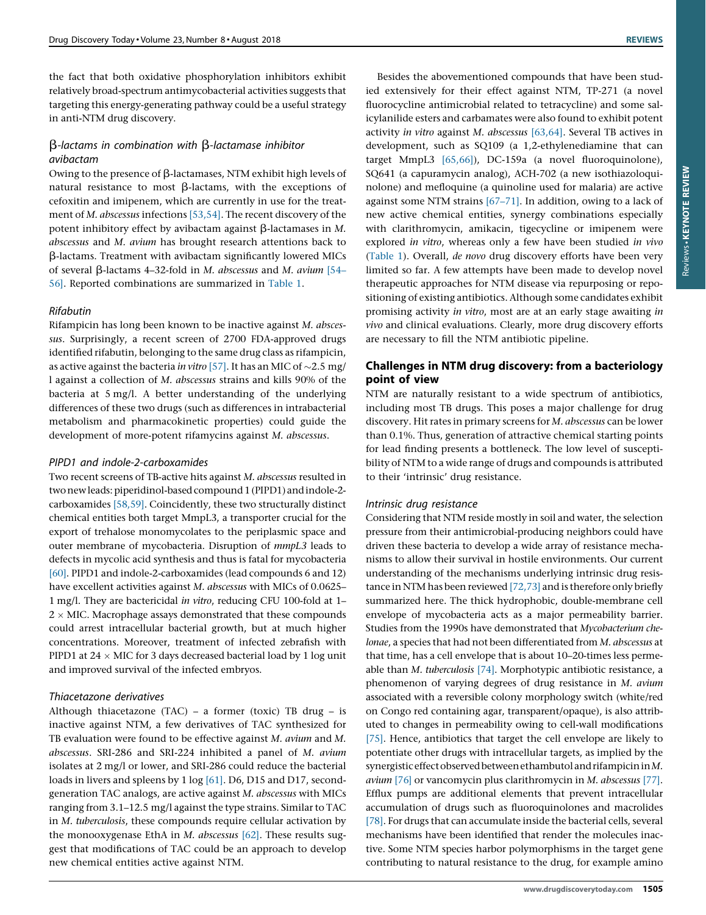the fact that both oxidative phosphorylation inhibitors exhibit relatively broad-spectrum antimycobacterial activities suggests that targeting this energy-generating pathway could be a useful strategy in anti-NTM drug discovery.

### β-lactams in combination with β-lactamase inhibitor avibactam

Owing to the presence of β-lactamases, NTM exhibit high levels of natural resistance to most β-lactams, with the exceptions of cefoxitin and imipenem, which are currently in use for the treatment of *M. abscessus* infections [53,54]. The recent discovery of the potent inhibitory effect by avibactam against β-lactamases in *M. abscessus* and *M. avium* has brought research attentions back to β-lactams. Treatment with avibactam significantly lowered MICs of several β-lactams 4–32-fold in *M. abscessus* and *M. avium* [54–56]. Reported combinations are summarized in Table 1.

### Rifabutin

Rifampicin has long been known to be inactive against *M. abscessus*. Surprisingly, a recent screen of 2700 FDA-approved drugs identified rifabutin, belonging to the same drug class as rifampicin, as active against the bacteria *in vitro* [57]. It has an MIC of ~2.5 mg/l against a collection of *M. abscessus* strains and kills 90% of the bacteria at 5 mg/l. A better understanding of the underlying differences of these two drugs (such as differences in intrabacterial metabolism and pharmacokinetic properties) could guide the development of more-potent rifamycins against *M. abscessus*.

### PIPD1 and indole-2-carboxamides

Two recent screens of TB-active hits against *M. abscessus* resulted in two new leads: piperidinol-based compound 1 (PIPD1) and indole-2-carboxamides [58,59]. Coincidentally, these two structurally distinct chemical entities both target MmpL3, a transporter crucial for the export of trehalose monomycolates to the periplasmic space and outer membrane of mycobacteria. Disruption of *mmpL3* leads to defects in mycolic acid synthesis and thus is fatal for mycobacteria [60]. PIPD1 and indole-2-carboxamides (lead compounds 6 and 12) have excellent activities against *M. abscessus* with MICs of 0.0625–1 mg/l. They are bactericidal *in vitro*, reducing CFU 100-fold at 1–2 × MIC. Macrophage assays demonstrated that these compounds could arrest intracellular bacterial growth, but at much higher concentrations. Moreover, treatment of infected zebrafish with PIPD1 at 24 × MIC for 3 days decreased bacterial load by 1 log unit and improved survival of the infected embryos.

### Thiacetazone derivatives

Although thiacetazone (TAC) – a former (toxic) TB drug – is inactive against NTM, a few derivatives of TAC synthesized for TB evaluation were found to be effective against *M. avium* and *M. abscessus*. SRI-286 and SRI-224 inhibited a panel of *M. avium* isolates at 2 mg/l or lower, and SRI-286 could reduce the bacterial loads in livers and spleens by 1 log [61]. D6, D15 and D17, second-generation TAC analogs, are active against *M. abscessus* with MICs ranging from 3.1–12.5 mg/l against the type strains. Similar to TAC in *M. tuberculosis*, these compounds require cellular activation by the monooxygenase EthA in *M. abscessus* [62]. These results suggest that modifications of TAC could be an approach to develop new chemical entities active against NTM.

Besides the abovementioned compounds that have been studied extensively for their effect against NTM, TP-271 (a novel fluorocycline antimicrobial related to tetracycline) and some salicylanilide esters and carbamates were also found to exhibit potent activity *in vitro* against *M. abscessus* [63,64]. Several TB actives in development, such as SQ109 (a 1,2-ethylenediamine that can target MmpL3 [65,66]), DC-159a (a novel fluoroquinolone), SQ641 (a capuramycin analog), ACH-702 (a new isothiazoloquinolone) and mefloquine (a quinoline used for malaria) are active against some NTM strains [67–71]. In addition, owing to a lack of new active chemical entities, synergy combinations especially with clarithromycin, amikacin, tigecycline or imipenem were explored *in vitro*, whereas only a few have been studied *in vivo* (Table 1). Overall, *de novo* drug discovery efforts have been very limited so far. A few attempts have been made to develop novel therapeutic approaches for NTM disease via repurposing or repositioning of existing antibiotics. Although some candidates exhibit promising activity *in vitro*, most are at an early stage awaiting *in vivo* and clinical evaluations. Clearly, more drug discovery efforts are necessary to fill the NTM antibiotic pipeline.

## Challenges in NTM drug discovery: from a bacteriology point of view

NTM are naturally resistant to a wide spectrum of antibiotics, including most TB drugs. This poses a major challenge for drug discovery. Hit rates in primary screens for *M. abscessus* can be lower than 0.1%. Thus, generation of attractive chemical starting points for lead finding presents a bottleneck. The low level of susceptibility of NTM to a wide range of drugs and compounds is attributed to their 'intrinsic' drug resistance.

### Intrinsic drug resistance

Considering that NTM reside mostly in soil and water, the selection pressure from their antimicrobial-producing neighbors could have driven these bacteria to develop a wide array of resistance mechanisms to allow their survival in hostile environments. Our current understanding of the mechanisms underlying intrinsic drug resistance in NTM has been reviewed [72,73] and is therefore only briefly summarized here. The thick hydrophobic, double-membrane cell envelope of mycobacteria acts as a major permeability barrier. Studies from the 1990s have demonstrated that *Mycobacterium chelonae*, a species that had not been differentiated from *M. abscessus* at that time, has a cell envelope that is about 10–20-times less permeable than *M. tuberculosis* [74]. Morphotypic antibiotic resistance, a phenomenon of varying degrees of drug resistance in *M. avium* associated with a reversible colony morphology switch (white/red on Congo red containing agar, transparent/opaque), is also attributed to changes in permeability owing to cell-wall modifications [75]. Hence, antibiotics that target the cell envelope are likely to potentiate other drugs with intracellular targets, as implied by the synergistic effect observed between ethambutol and rifampicin in *M. avium* [76] or vancomycin plus clarithromycin in *M. abscessus* [77]. Efflux pumps are additional elements that prevent intracellular accumulation of drugs such as fluoroquinolones and macrolides [78]. For drugs that can accumulate inside the bacterial cells, several mechanisms have been identified that render the molecules inactive. Some NTM species harbor polymorphisms in the target gene contributing to natural resistance to the drug, for example amino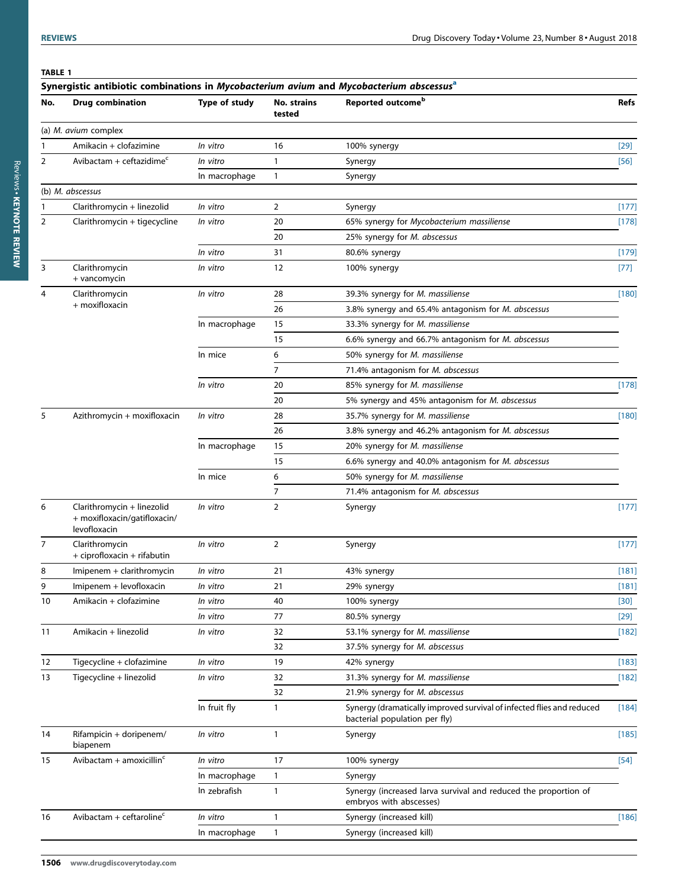**TABLE 1**

**Synergistic antibiotic combinations in *Mycobacterium avium* and *Mycobacterium abscessus*[a]**

| No. | Drug combination | Type of study | No. strains tested | Reported outcome[b] | Refs |
|---|---|---|---|---|---|
| (a) *M. avium* complex | | | | | |
| 1 | Amikacin + clofazimine | *In vitro* | 16 | 100% synergy | [29] |
| 2 | Avibactam + ceftazidime[c] | *In vitro* | 1 | Synergy | [56] |
| | | In macrophage | 1 | Synergy | |
| (b) *M. abscessus* | | | | | |
| 1 | Clarithromycin + linezolid | *In vitro* | 2 | Synergy | [177] |
| 2 | Clarithromycin + tigecycline | *In vitro* | 20 | 65% synergy for *Mycobacterium massiliense* | [178] |
| | | | 20 | 25% synergy for *M. abscessus* | |
| | | *In vitro* | 31 | 80.6% synergy | [179] |
| 3 | Clarithromycin + vancomycin | *In vitro* | 12 | 100% synergy | [77] |
| 4 | Clarithromycin + moxifloxacin | *In vitro* | 28 | 39.3% synergy for *M. massiliense* | [180] |
| | | | 26 | 3.8% synergy and 65.4% antagonism for *M. abscessus* | |
| | | In macrophage | 15 | 33.3% synergy for *M. massiliense* | |
| | | | 15 | 6.6% synergy and 66.7% antagonism for *M. abscessus* | |
| | | In mice | 6 | 50% synergy for *M. massiliense* | |
| | | | 7 | 71.4% antagonism for *M. abscessus* | |
| | | *In vitro* | 20 | 85% synergy for *M. massiliense* | [178] |
| | | | 20 | 5% synergy and 45% antagonism for *M. abscessus* | |
| 5 | Azithromycin + moxifloxacin | *In vitro* | 28 | 35.7% synergy for *M. massiliense* | [180] |
| | | | 26 | 3.8% synergy and 46.2% antagonism for *M. abscessus* | |
| | | In macrophage | 15 | 20% synergy for *M. massiliense* | |
| | | | 15 | 6.6% synergy and 40.0% antagonism for *M. abscessus* | |
| | | In mice | 6 | 50% synergy for *M. massiliense* | |
| | | | 7 | 71.4% antagonism for *M. abscessus* | |
| 6 | Clarithromycin + linezolid + moxifloxacin/gatifloxacin/levofloxacin | *In vitro* | 2 | Synergy | [177] |
| 7 | Clarithromycin + ciprofloxacin + rifabutin | *In vitro* | 2 | Synergy | [177] |
| 8 | Imipenem + clarithromycin | *In vitro* | 21 | 43% synergy | [181] |
| 9 | Imipenem + levofloxacin | *In vitro* | 21 | 29% synergy | [181] |
| 10 | Amikacin + clofazimine | *In vitro* | 40 | 100% synergy | [30] |
| | | *In vitro* | 77 | 80.5% synergy | [29] |
| 11 | Amikacin + linezolid | *In vitro* | 32 | 53.1% synergy for *M. massiliense* | [182] |
| | | | 32 | 37.5% synergy for *M. abscessus* | |
| 12 | Tigecycline + clofazimine | *In vitro* | 19 | 42% synergy | [183] |
| 13 | Tigecycline + linezolid | *In vitro* | 32 | 31.3% synergy for *M. massiliense* | [182] |
| | | | 32 | 21.9% synergy for *M. abscessus* | |
| | | In fruit fly | 1 | Synergy (dramatically improved survival of infected flies and reduced bacterial population per fly) | [184] |
| 14 | Rifampicin + doripenem/biapenem | *In vitro* | 1 | Synergy | [185] |
| 15 | Avibactam + amoxicillin[c] | *In vitro* | 17 | 100% synergy | [54] |
| | | In macrophage | 1 | Synergy | |
| | | In zebrafish | 1 | Synergy (increased larva survival and reduced the proportion of embryos with abscesses) | |
| 16 | Avibactam + ceftaroline[c] | *In vitro* | 1 | Synergy (increased kill) | [186] |
| | | In macrophage | 1 | Synergy (increased kill) | |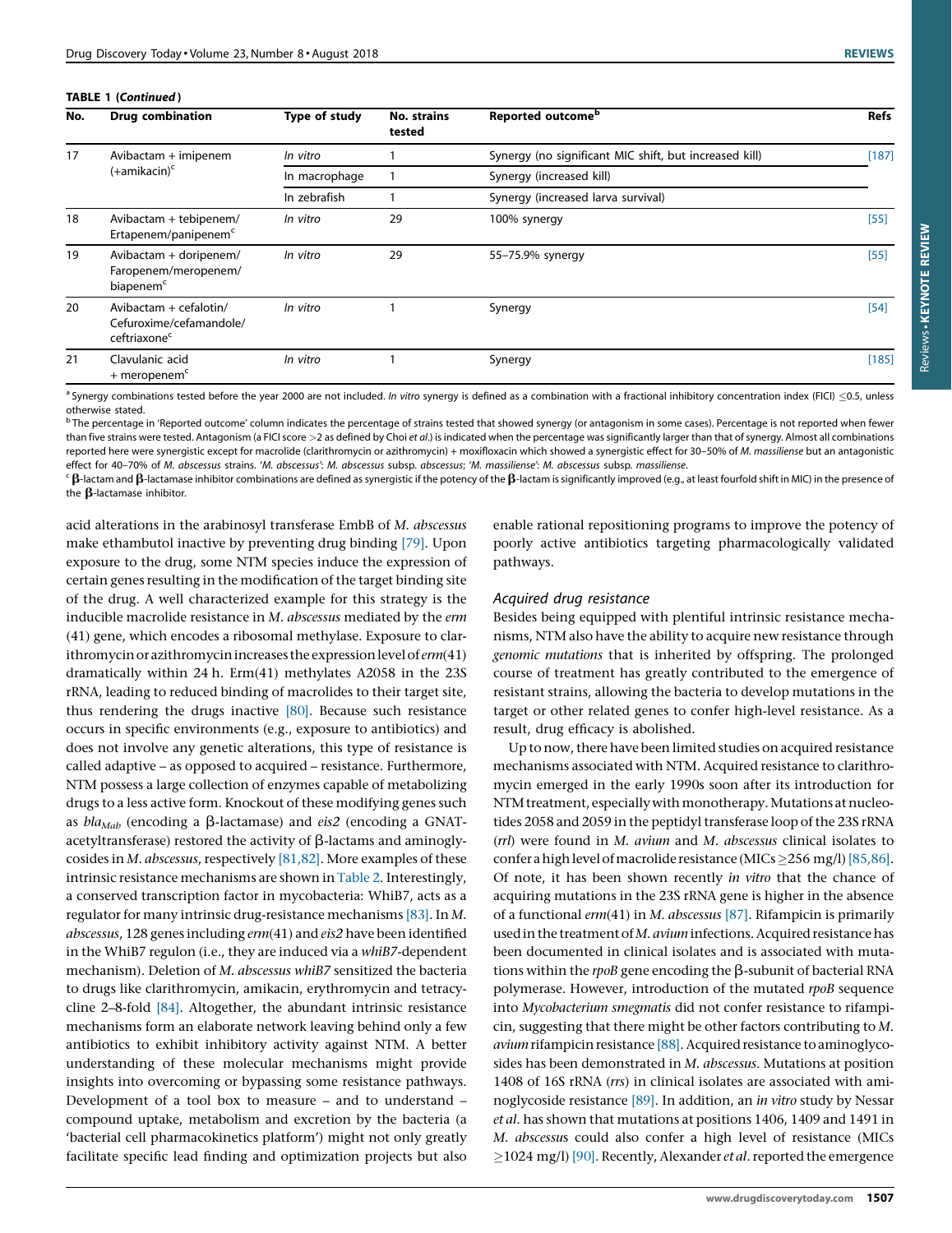**TABLE 1 (*Continued*)**

| No. | Drug combination | Type of study | No. strains tested | Reported outcome[b] | Refs |
|---|---|---|---|---|---|
| 17 | Avibactam + imipenem (+amikacin)[c] | *In vitro* | 1 | Synergy (no significant MIC shift, but increased kill) | [187] |
| | | In macrophage | 1 | Synergy (increased kill) | |
| | | In zebrafish | 1 | Synergy (increased larva survival) | |
| 18 | Avibactam + tebipenem/ Ertapenem/panipenem[c] | *In vitro* | 29 | 100% synergy | [55] |
| 19 | Avibactam + doripenem/ Faropenem/meropenem/ biapenem[c] | *In vitro* | 29 | 55–75.9% synergy | [55] |
| 20 | Avibactam + cefalotin/ Cefuroxime/cefamandole/ ceftriaxone[c] | *In vitro* | 1 | Synergy | [54] |
| 21 | Clavulanic acid + meropenem[c] | *In vitro* | 1 | Synergy | [185] |

[a] Synergy combinations tested before the year 2000 are not included. *In vitro* synergy is defined as a combination with a fractional inhibitory concentration index (FICI) ≤0.5, unless otherwise stated.

[b] The percentage in 'Reported outcome' column indicates the percentage of strains tested that showed synergy (or antagonism in some cases). Percentage is not reported when fewer than five strains were tested. Antagonism (a FICI score >2 as defined by Choi *et al.*) is indicated when the percentage was significantly larger than that of synergy. Almost all combinations reported here were synergistic except for macrolide (clarithromycin or azithromycin) + moxifloxacin which showed a synergistic effect for 30–50% of *M. massiliense* but an antagonistic effect for 40–70% of *M. abscessus* strains. '*M. abscessus*': *M. abscessus* subsp. *abscessus*; '*M. massiliense*': *M. abscessus* subsp. *massiliense*.

[c] β-lactam and β-lactamase inhibitor combinations are defined as synergistic if the potency of the β-lactam is significantly improved (e.g., at least fourfold shift in MIC) in the presence of the β-lactamase inhibitor.

acid alterations in the arabinosyl transferase EmbB of *M. abscessus* make ethambutol inactive by preventing drug binding [79]. Upon exposure to the drug, some NTM species induce the expression of certain genes resulting in the modification of the target binding site of the drug. A well characterized example for this strategy is the inducible macrolide resistance in *M. abscessus* mediated by the *erm* (41) gene, which encodes a ribosomal methylase. Exposure to clarithromycin or azithromycin increases the expression level of *erm*(41) dramatically within 24 h. Erm(41) methylates A2058 in the 23S rRNA, leading to reduced binding of macrolides to their target site, thus rendering the drugs inactive [80]. Because such resistance occurs in specific environments (e.g., exposure to antibiotics) and does not involve any genetic alterations, this type of resistance is called adaptive – as opposed to acquired – resistance. Furthermore, NTM possess a large collection of enzymes capable of metabolizing drugs to a less active form. Knockout of these modifying genes such as $bla_{Mab}$ (encoding a β-lactamase) and *eis2* (encoding a GNAT-acetyltransferase) restored the activity of β-lactams and aminoglycosides in *M. abscessus*, respectively [81,82]. More examples of these intrinsic resistance mechanisms are shown in Table 2. Interestingly, a conserved transcription factor in mycobacteria: WhiB7, acts as a regulator for many intrinsic drug-resistance mechanisms [83]. In *M. abscessus*, 128 genes including *erm*(41) and *eis2* have been identified in the WhiB7 regulon (i.e., they are induced via a *whiB7*-dependent mechanism). Deletion of *M. abscessus whiB7* sensitized the bacteria to drugs like clarithromycin, amikacin, erythromycin and tetracycline 2–8-fold [84]. Altogether, the abundant intrinsic resistance mechanisms form an elaborate network leaving behind only a few antibiotics to exhibit inhibitory activity against NTM. A better understanding of these molecular mechanisms might provide insights into overcoming or bypassing some resistance pathways. Development of a tool box to measure – and to understand – compound uptake, metabolism and excretion by the bacteria (a 'bacterial cell pharmacokinetics platform') might not only greatly facilitate specific lead finding and optimization projects but also enable rational repositioning programs to improve the potency of poorly active antibiotics targeting pharmacologically validated pathways.

### Acquired drug resistance

Besides being equipped with plentiful intrinsic resistance mechanisms, NTM also have the ability to acquire new resistance through *genomic mutations* that is inherited by offspring. The prolonged course of treatment has greatly contributed to the emergence of resistant strains, allowing the bacteria to develop mutations in the target or other related genes to confer high-level resistance. As a result, drug efficacy is abolished.

Up to now, there have been limited studies on acquired resistance mechanisms associated with NTM. Acquired resistance to clarithromycin emerged in the early 1990s soon after its introduction for NTM treatment, especially with monotherapy. Mutations at nucleotides 2058 and 2059 in the peptidyl transferase loop of the 23S rRNA (*rrl*) were found in *M. avium* and *M. abscessus* clinical isolates to confer a high level of macrolide resistance (MICs ≥256 mg/l) [85,86]. Of note, it has been shown recently *in vitro* that the chance of acquiring mutations in the 23S rRNA gene is higher in the absence of a functional *erm*(41) in *M. abscessus* [87]. Rifampicin is primarily used in the treatment of *M. avium* infections. Acquired resistance has been documented in clinical isolates and is associated with mutations within the *rpoB* gene encoding the β-subunit of bacterial RNA polymerase. However, introduction of the mutated *rpoB* sequence into *Mycobacterium smegmatis* did not confer resistance to rifampicin, suggesting that there might be other factors contributing to *M. avium* rifampicin resistance [88]. Acquired resistance to aminoglycosides has been demonstrated in *M. abscessus*. Mutations at position 1408 of 16S rRNA (*rrs*) in clinical isolates are associated with aminoglycoside resistance [89]. In addition, an *in vitro* study by Nessar *et al.* has shown that mutations at positions 1406, 1409 and 1491 in *M. abscessus* could also confer a high level of resistance (MICs ≥1024 mg/l) [90]. Recently, Alexander *et al.* reported the emergence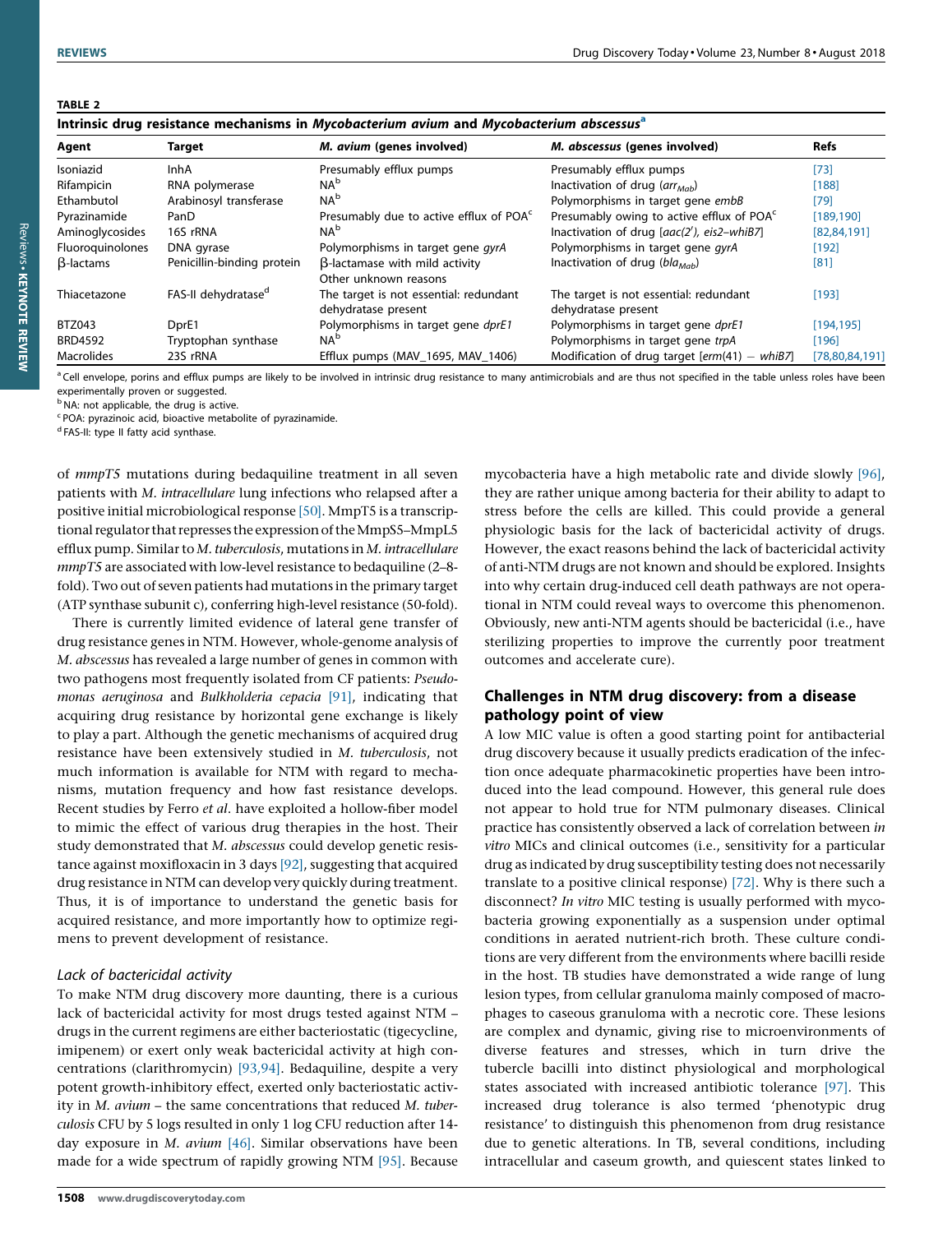**TABLE 2**

**Intrinsic drug resistance mechanisms in *Mycobacterium avium* and *Mycobacterium abscessus*[a]**

| Agent | Target | *M. avium* (genes involved) | *M. abscessus* (genes involved) | Refs |
|---|---|---|---|---|
| Isoniazid | InhA | Presumably efflux pumps | Presumably efflux pumps | [73] |
| Rifampicin | RNA polymerase | NA[b] | Inactivation of drug ($arr_{Mab}$) | [188] |
| Ethambutol | Arabinosyl transferase | NA[b] | Polymorphisms in target gene *embB* | [79] |
| Pyrazinamide | PanD | Presumably due to active efflux of POA[c] | Presumably owing to active efflux of POA[c] | [189,190] |
| Aminoglycosides | 16S rRNA | NA[b] | Inactivation of drug [*aac(2′)*, *eis2–whiB7*] | [82,84,191] |
| Fluoroquinolones | DNA gyrase | Polymorphisms in target gene *gyrA* | Polymorphisms in target gene *gyrA* | [192] |
| β-lactams | Penicillin-binding protein | β-lactamase with mild activity<br>Other unknown reasons | Inactivation of drug ($bla_{Mab}$) | [81] |
| Thiacetazone | FAS-II dehydratase[d] | The target is not essential: redundant dehydratase present | The target is not essential: redundant dehydratase present | [193] |
| BTZ043 | DprE1 | Polymorphisms in target gene *dprE1* | Polymorphisms in target gene *dprE1* | [194,195] |
| BRD4592 | Tryptophan synthase | NA[b] | Polymorphisms in target gene *trpA* | [196] |
| Macrolides | 23S rRNA | Efflux pumps (MAV_1695, MAV_1406) | Modification of drug target [*erm*(41) − *whiB7*] | [78,80,84,191] |

[a] Cell envelope, porins and efflux pumps are likely to be involved in intrinsic drug resistance to many antimicrobials and are thus not specified in the table unless roles have been experimentally proven or suggested.
[b] NA: not applicable, the drug is active.
[c] POA: pyrazinoic acid, bioactive metabolite of pyrazinamide.
[d] FAS-II: type II fatty acid synthase.

of *mmpT5* mutations during bedaquiline treatment in all seven patients with *M. intracellulare* lung infections who relapsed after a positive initial microbiological response [50]. MmpT5 is a transcriptional regulator that represses the expression of the MmpS5–MmpL5 efflux pump. Similar to *M. tuberculosis*, mutations in *M. intracellulare mmpT5* are associated with low-level resistance to bedaquiline (2–8-fold). Two out of seven patients had mutations in the primary target (ATP synthase subunit c), conferring high-level resistance (50-fold).

There is currently limited evidence of lateral gene transfer of drug resistance genes in NTM. However, whole-genome analysis of *M. abscessus* has revealed a large number of genes in common with two pathogens most frequently isolated from CF patients: *Pseudomonas aeruginosa* and *Bulkholderia cepacia* [91], indicating that acquiring drug resistance by horizontal gene exchange is likely to play a part. Although the genetic mechanisms of acquired drug resistance have been extensively studied in *M. tuberculosis*, not much information is available for NTM with regard to mechanisms, mutation frequency and how fast resistance develops. Recent studies by Ferro *et al*. have exploited a hollow-fiber model to mimic the effect of various drug therapies in the host. Their study demonstrated that *M. abscessus* could develop genetic resistance against moxifloxacin in 3 days [92], suggesting that acquired drug resistance in NTM can develop very quickly during treatment. Thus, it is of importance to understand the genetic basis for acquired resistance, and more importantly how to optimize regimens to prevent development of resistance.

### *Lack of bactericidal activity*

To make NTM drug discovery more daunting, there is a curious lack of bactericidal activity for most drugs tested against NTM – drugs in the current regimens are either bacteriostatic (tigecycline, imipenem) or exert only weak bactericidal activity at high concentrations (clarithromycin) [93,94]. Bedaquiline, despite a very potent growth-inhibitory effect, exerted only bacteriostatic activity in *M. avium* – the same concentrations that reduced *M. tuberculosis* CFU by 5 logs resulted in only 1 log CFU reduction after 14-day exposure in *M. avium* [46]. Similar observations have been made for a wide spectrum of rapidly growing NTM [95]. Because mycobacteria have a high metabolic rate and divide slowly [96], they are rather unique among bacteria for their ability to adapt to stress before the cells are killed. This could provide a general physiologic basis for the lack of bactericidal activity of drugs. However, the exact reasons behind the lack of bactericidal activity of anti-NTM drugs are not known and should be explored. Insights into why certain drug-induced cell death pathways are not operational in NTM could reveal ways to overcome this phenomenon. Obviously, new anti-NTM agents should be bactericidal (i.e., have sterilizing properties to improve the currently poor treatment outcomes and accelerate cure).

## Challenges in NTM drug discovery: from a disease pathology point of view

A low MIC value is often a good starting point for antibacterial drug discovery because it usually predicts eradication of the infection once adequate pharmacokinetic properties have been introduced into the lead compound. However, this general rule does not appear to hold true for NTM pulmonary diseases. Clinical practice has consistently observed a lack of correlation between *in vitro* MICs and clinical outcomes (i.e., sensitivity for a particular drug as indicated by drug susceptibility testing does not necessarily translate to a positive clinical response) [72]. Why is there such a disconnect? *In vitro* MIC testing is usually performed with mycobacteria growing exponentially as a suspension under optimal conditions in aerated nutrient-rich broth. These culture conditions are very different from the environments where bacilli reside in the host. TB studies have demonstrated a wide range of lung lesion types, from cellular granuloma mainly composed of macrophages to caseous granuloma with a necrotic core. These lesions are complex and dynamic, giving rise to microenvironments of diverse features and stresses, which in turn drive the tubercle bacilli into distinct physiological and morphological states associated with increased antibiotic tolerance [97]. This increased drug tolerance is also termed 'phenotypic drug resistance' to distinguish this phenomenon from drug resistance due to genetic alterations. In TB, several conditions, including intracellular and caseum growth, and quiescent states linked to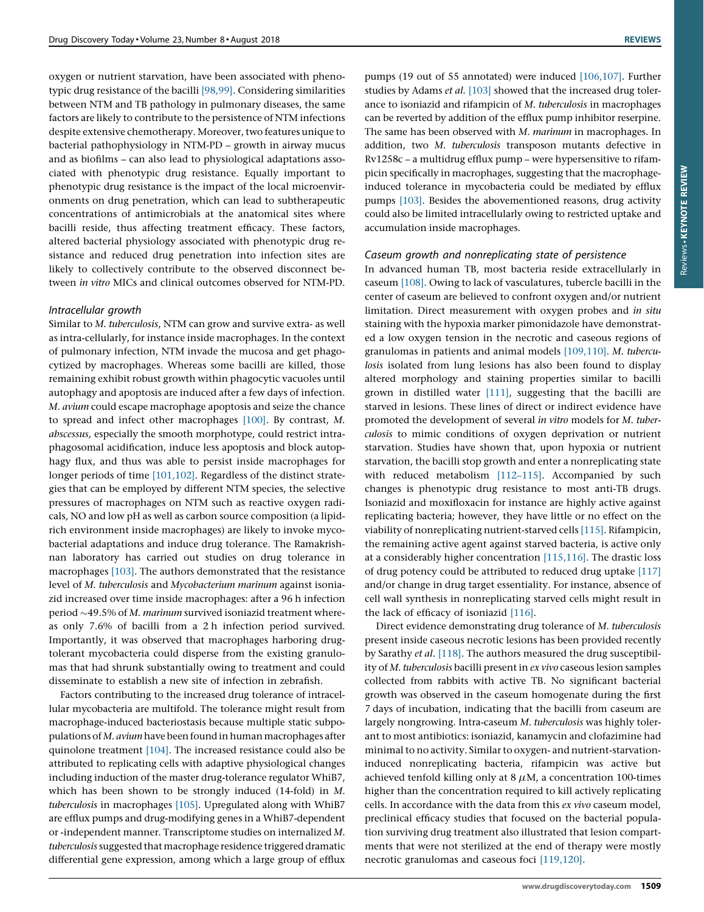oxygen or nutrient starvation, have been associated with phenotypic drug resistance of the bacilli [98,99]. Considering similarities between NTM and TB pathology in pulmonary diseases, the same factors are likely to contribute to the persistence of NTM infections despite extensive chemotherapy. Moreover, two features unique to bacterial pathophysiology in NTM-PD – growth in airway mucus and as biofilms – can also lead to physiological adaptations associated with phenotypic drug resistance. Equally important to phenotypic drug resistance is the impact of the local microenvironments on drug penetration, which can lead to subtherapeutic concentrations of antimicrobials at the anatomical sites where bacilli reside, thus affecting treatment efficacy. These factors, altered bacterial physiology associated with phenotypic drug resistance and reduced drug penetration into infection sites are likely to collectively contribute to the observed disconnect between *in vitro* MICs and clinical outcomes observed for NTM-PD.

### *Intracellular growth*

Similar to *M. tuberculosis*, NTM can grow and survive extra- as well as intra-cellularly, for instance inside macrophages. In the context of pulmonary infection, NTM invade the mucosa and get phagocytized by macrophages. Whereas some bacilli are killed, those remaining exhibit robust growth within phagocytic vacuoles until autophagy and apoptosis are induced after a few days of infection. *M. avium* could escape macrophage apoptosis and seize the chance to spread and infect other macrophages [100]. By contrast, *M. abscessus,* especially the smooth morphotype, could restrict intraphagosomal acidification, induce less apoptosis and block autophagy flux, and thus was able to persist inside macrophages for longer periods of time [101,102]. Regardless of the distinct strategies that can be employed by different NTM species, the selective pressures of macrophages on NTM such as reactive oxygen radicals, NO and low pH as well as carbon source composition (a lipid-rich environment inside macrophages) are likely to invoke mycobacterial adaptations and induce drug tolerance. The Ramakrishnan laboratory has carried out studies on drug tolerance in macrophages [103]. The authors demonstrated that the resistance level of *M. tuberculosis* and *Mycobacterium marinum* against isoniazid increased over time inside macrophages: after a 96 h infection period ~49.5% of *M. marinum* survived isoniazid treatment whereas only 7.6% of bacilli from a 2 h infection period survived. Importantly, it was observed that macrophages harboring drug-tolerant mycobacteria could disperse from the existing granulomas that had shrunk substantially owing to treatment and could disseminate to establish a new site of infection in zebrafish.

Factors contributing to the increased drug tolerance of intracellular mycobacteria are multifold. The tolerance might result from macrophage-induced bacteriostasis because multiple static subpopulations of *M. avium* have been found in human macrophages after quinolone treatment [104]. The increased resistance could also be attributed to replicating cells with adaptive physiological changes including induction of the master drug-tolerance regulator WhiB7, which has been shown to be strongly induced (14-fold) in *M. tuberculosis* in macrophages [105]. Upregulated along with WhiB7 are efflux pumps and drug-modifying genes in a WhiB7-dependent or -independent manner. Transcriptome studies on internalized *M. tuberculosis* suggested that macrophage residence triggered dramatic differential gene expression, among which a large group of efflux pumps (19 out of 55 annotated) were induced [106,107]. Further studies by Adams *et al.* [103] showed that the increased drug tolerance to isoniazid and rifampicin of *M. tuberculosis* in macrophages can be reverted by addition of the efflux pump inhibitor reserpine. The same has been observed with *M. marinum* in macrophages. In addition, two *M. tuberculosis* transposon mutants defective in Rv1258c – a multidrug efflux pump – were hypersensitive to rifampicin specifically in macrophages, suggesting that the macrophage-induced tolerance in mycobacteria could be mediated by efflux pumps [103]. Besides the abovementioned reasons, drug activity could also be limited intracellularly owing to restricted uptake and accumulation inside macrophages.

### *Caseum growth and nonreplicating state of persistence*

In advanced human TB, most bacteria reside extracellularly in caseum [108]. Owing to lack of vasculatures, tubercle bacilli in the center of caseum are believed to confront oxygen and/or nutrient limitation. Direct measurement with oxygen probes and *in situ* staining with the hypoxia marker pimonidazole have demonstrated a low oxygen tension in the necrotic and caseous regions of granulomas in patients and animal models [109,110]. *M. tuberculosis* isolated from lung lesions has also been found to display altered morphology and staining properties similar to bacilli grown in distilled water [111], suggesting that the bacilli are starved in lesions. These lines of direct or indirect evidence have promoted the development of several *in vitro* models for *M. tuberculosis* to mimic conditions of oxygen deprivation or nutrient starvation. Studies have shown that, upon hypoxia or nutrient starvation, the bacilli stop growth and enter a nonreplicating state with reduced metabolism [112–115]. Accompanied by such changes is phenotypic drug resistance to most anti-TB drugs. Isoniazid and moxifloxacin for instance are highly active against replicating bacteria; however, they have little or no effect on the viability of nonreplicating nutrient-starved cells [115]. Rifampicin, the remaining active agent against starved bacteria, is active only at a considerably higher concentration [115,116]. The drastic loss of drug potency could be attributed to reduced drug uptake [117] and/or change in drug target essentiality. For instance, absence of cell wall synthesis in nonreplicating starved cells might result in the lack of efficacy of isoniazid [116].

Direct evidence demonstrating drug tolerance of *M. tuberculosis* present inside caseous necrotic lesions has been provided recently by Sarathy *et al.* [118]. The authors measured the drug susceptibility of *M. tuberculosis* bacilli present in *ex vivo* caseous lesion samples collected from rabbits with active TB. No significant bacterial growth was observed in the caseum homogenate during the first 7 days of incubation, indicating that the bacilli from caseum are largely nongrowing. Intra-caseum *M. tuberculosis* was highly tolerant to most antibiotics: isoniazid, kanamycin and clofazimine had minimal to no activity. Similar to oxygen- and nutrient-starvation-induced nonreplicating bacteria, rifampicin was active but achieved tenfold killing only at 8 $\mu$M, a concentration 100-times higher than the concentration required to kill actively replicating cells. In accordance with the data from this *ex vivo* caseum model, preclinical efficacy studies that focused on the bacterial population surviving drug treatment also illustrated that lesion compartments that were not sterilized at the end of therapy were mostly necrotic granulomas and caseous foci [119,120].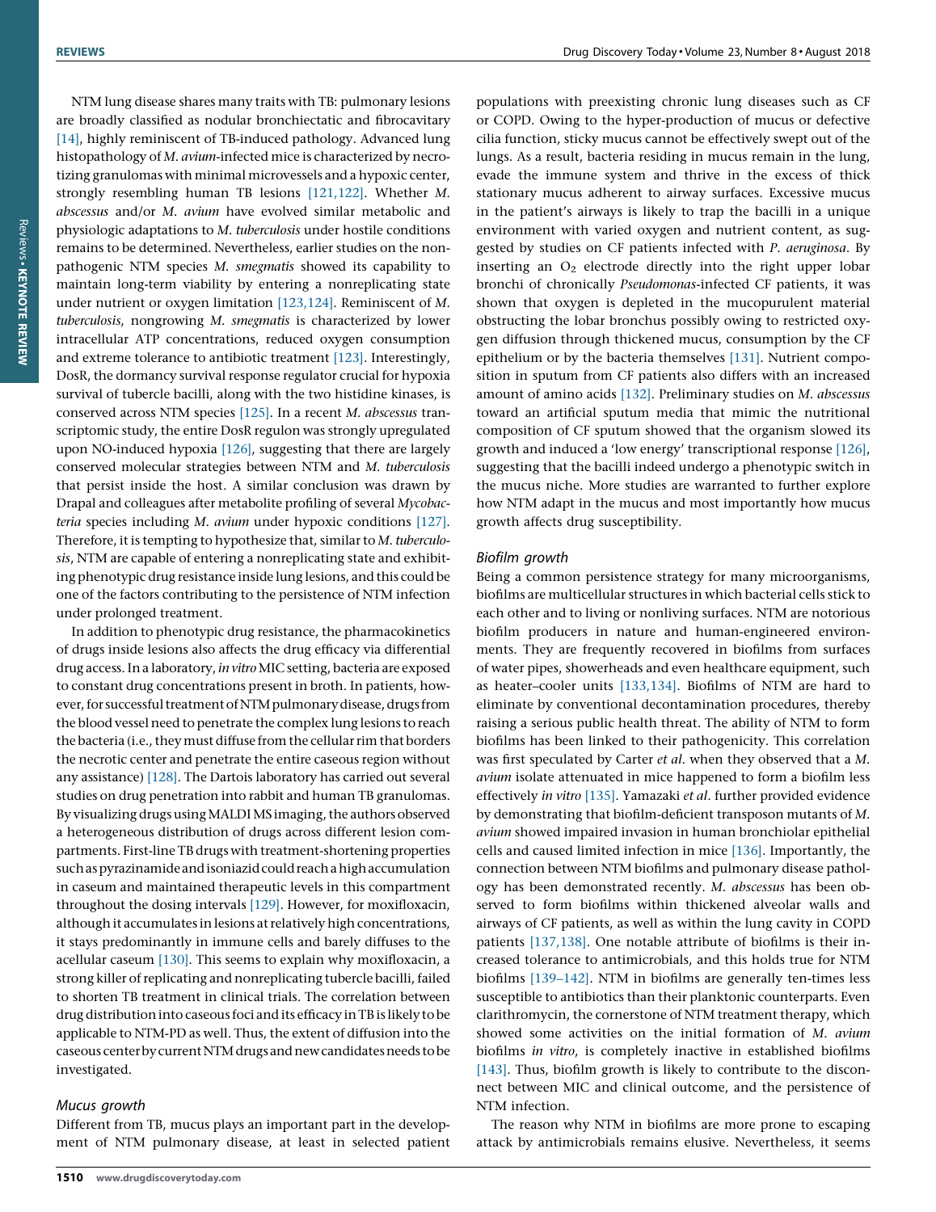NTM lung disease shares many traits with TB: pulmonary lesions are broadly classified as nodular bronchiectatic and fibrocavitary [14], highly reminiscent of TB-induced pathology. Advanced lung histopathology of *M. avium*-infected mice is characterized by necrotizing granulomas with minimal microvessels and a hypoxic center, strongly resembling human TB lesions [121,122]. Whether *M. abscessus* and/or *M. avium* have evolved similar metabolic and physiologic adaptations to *M. tuberculosis* under hostile conditions remains to be determined. Nevertheless, earlier studies on the nonpathogenic NTM species *M. smegmatis* showed its capability to maintain long-term viability by entering a nonreplicating state under nutrient or oxygen limitation [123,124]. Reminiscent of *M. tuberculosis*, nongrowing *M. smegmatis* is characterized by lower intracellular ATP concentrations, reduced oxygen consumption and extreme tolerance to antibiotic treatment [123]. Interestingly, DosR, the dormancy survival response regulator crucial for hypoxia survival of tubercle bacilli, along with the two histidine kinases, is conserved across NTM species [125]. In a recent *M. abscessus* transcriptomic study, the entire DosR regulon was strongly upregulated upon NO-induced hypoxia [126], suggesting that there are largely conserved molecular strategies between NTM and *M. tuberculosis* that persist inside the host. A similar conclusion was drawn by Drapal and colleagues after metabolite profiling of several *Mycobacteria* species including *M. avium* under hypoxic conditions [127]. Therefore, it is tempting to hypothesize that, similar to *M. tuberculosis*, NTM are capable of entering a nonreplicating state and exhibiting phenotypic drug resistance inside lung lesions, and this could be one of the factors contributing to the persistence of NTM infection under prolonged treatment.

In addition to phenotypic drug resistance, the pharmacokinetics of drugs inside lesions also affects the drug efficacy via differential drug access. In a laboratory, *in vitro* MIC setting, bacteria are exposed to constant drug concentrations present in broth. In patients, however, for successful treatment of NTM pulmonary disease, drugs from the blood vessel need to penetrate the complex lung lesions to reach the bacteria (i.e., they must diffuse from the cellular rim that borders the necrotic center and penetrate the entire caseous region without any assistance) [128]. The Dartois laboratory has carried out several studies on drug penetration into rabbit and human TB granulomas. By visualizing drugs using MALDI MS imaging, the authors observed a heterogeneous distribution of drugs across different lesion compartments. First-line TB drugs with treatment-shortening properties such as pyrazinamide and isoniazid could reach a high accumulation in caseum and maintained therapeutic levels in this compartment throughout the dosing intervals [129]. However, for moxifloxacin, although it accumulates in lesions at relatively high concentrations, it stays predominantly in immune cells and barely diffuses to the acellular caseum [130]. This seems to explain why moxifloxacin, a strong killer of replicating and nonreplicating tubercle bacilli, failed to shorten TB treatment in clinical trials. The correlation between drug distribution into caseous foci and its efficacy in TB is likely to be applicable to NTM-PD as well. Thus, the extent of diffusion into the caseous center by current NTM drugs and new candidates needs to be investigated.

### *Mucus growth*

Different from TB, mucus plays an important part in the development of NTM pulmonary disease, at least in selected patient populations with preexisting chronic lung diseases such as CF or COPD. Owing to the hyper-production of mucus or defective cilia function, sticky mucus cannot be effectively swept out of the lungs. As a result, bacteria residing in mucus remain in the lung, evade the immune system and thrive in the excess of thick stationary mucus adherent to airway surfaces. Excessive mucus in the patient's airways is likely to trap the bacilli in a unique environment with varied oxygen and nutrient content, as suggested by studies on CF patients infected with *P. aeruginosa*. By inserting an $O_2$ electrode directly into the right upper lobar bronchi of chronically *Pseudomonas*-infected CF patients, it was shown that oxygen is depleted in the mucopurulent material obstructing the lobar bronchus possibly owing to restricted oxygen diffusion through thickened mucus, consumption by the CF epithelium or by the bacteria themselves [131]. Nutrient composition in sputum from CF patients also differs with an increased amount of amino acids [132]. Preliminary studies on *M. abscessus* toward an artificial sputum media that mimic the nutritional composition of CF sputum showed that the organism slowed its growth and induced a 'low energy' transcriptional response [126], suggesting that the bacilli indeed undergo a phenotypic switch in the mucus niche. More studies are warranted to further explore how NTM adapt in the mucus and most importantly how mucus growth affects drug susceptibility.

### *Biofilm growth*

Being a common persistence strategy for many microorganisms, biofilms are multicellular structures in which bacterial cells stick to each other and to living or nonliving surfaces. NTM are notorious biofilm producers in nature and human-engineered environments. They are frequently recovered in biofilms from surfaces of water pipes, showerheads and even healthcare equipment, such as heater–cooler units [133,134]. Biofilms of NTM are hard to eliminate by conventional decontamination procedures, thereby raising a serious public health threat. The ability of NTM to form biofilms has been linked to their pathogenicity. This correlation was first speculated by Carter *et al*. when they observed that a *M. avium* isolate attenuated in mice happened to form a biofilm less effectively *in vitro* [135]. Yamazaki *et al*. further provided evidence by demonstrating that biofilm-deficient transposon mutants of *M. avium* showed impaired invasion in human bronchiolar epithelial cells and caused limited infection in mice [136]. Importantly, the connection between NTM biofilms and pulmonary disease pathology has been demonstrated recently. *M. abscessus* has been observed to form biofilms within thickened alveolar walls and airways of CF patients, as well as within the lung cavity in COPD patients [137,138]. One notable attribute of biofilms is their increased tolerance to antimicrobials, and this holds true for NTM biofilms [139–142]. NTM in biofilms are generally ten-times less susceptible to antibiotics than their planktonic counterparts. Even clarithromycin, the cornerstone of NTM treatment therapy, which showed some activities on the initial formation of *M. avium* biofilms *in vitro*, is completely inactive in established biofilms [143]. Thus, biofilm growth is likely to contribute to the disconnect between MIC and clinical outcome, and the persistence of NTM infection.

The reason why NTM in biofilms are more prone to escaping attack by antimicrobials remains elusive. Nevertheless, it seems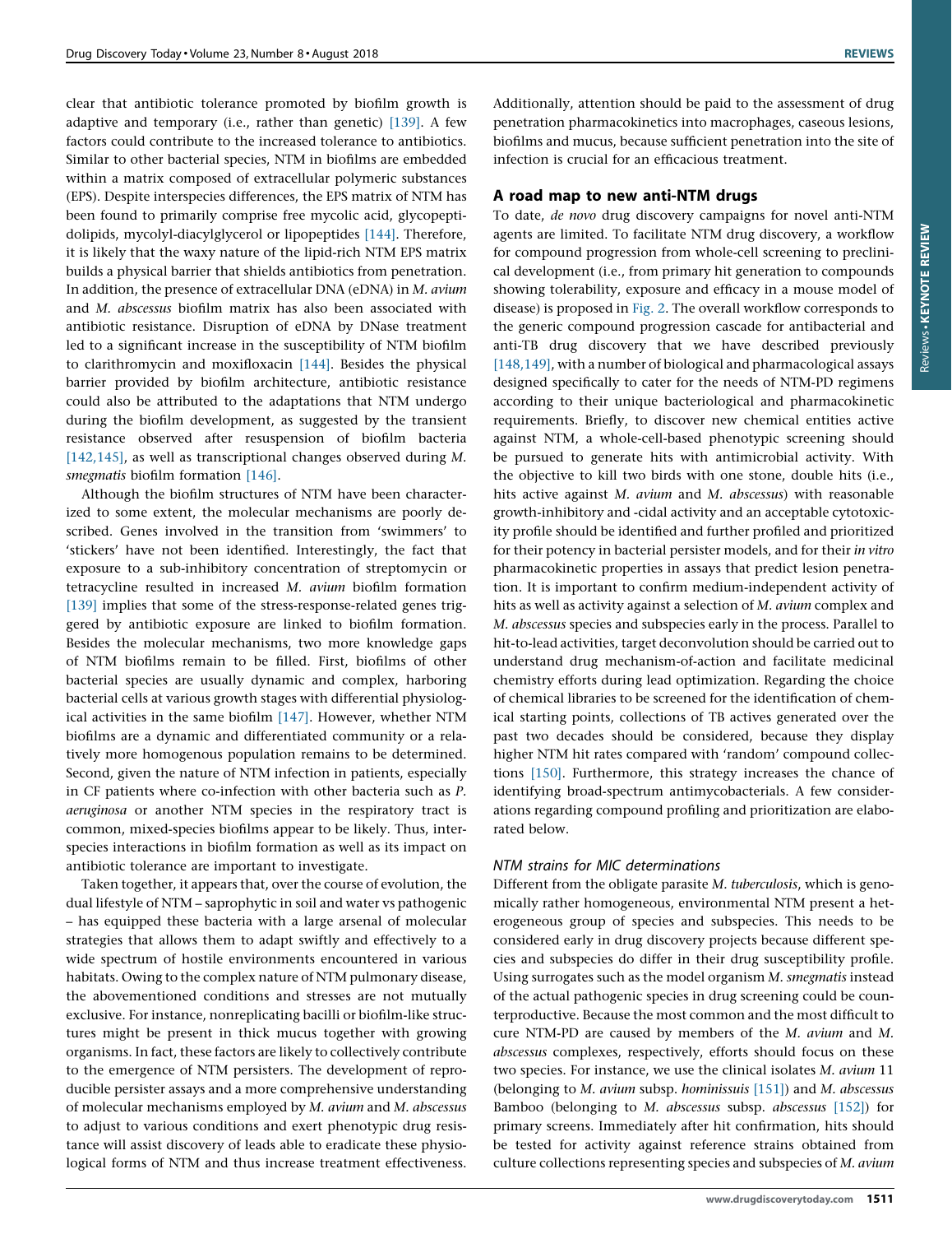clear that antibiotic tolerance promoted by biofilm growth is adaptive and temporary (i.e., rather than genetic) [139]. A few factors could contribute to the increased tolerance to antibiotics. Similar to other bacterial species, NTM in biofilms are embedded within a matrix composed of extracellular polymeric substances (EPS). Despite interspecies differences, the EPS matrix of NTM has been found to primarily comprise free mycolic acid, glycopeptidolipids, mycolyl-diacylglycerol or lipopeptides [144]. Therefore, it is likely that the waxy nature of the lipid-rich NTM EPS matrix builds a physical barrier that shields antibiotics from penetration. In addition, the presence of extracellular DNA (eDNA) in *M. avium* and *M. abscessus* biofilm matrix has also been associated with antibiotic resistance. Disruption of eDNA by DNase treatment led to a significant increase in the susceptibility of NTM biofilm to clarithromycin and moxifloxacin [144]. Besides the physical barrier provided by biofilm architecture, antibiotic resistance could also be attributed to the adaptations that NTM undergo during the biofilm development, as suggested by the transient resistance observed after resuspension of biofilm bacteria [142,145], as well as transcriptional changes observed during *M. smegmatis* biofilm formation [146].

Although the biofilm structures of NTM have been characterized to some extent, the molecular mechanisms are poorly described. Genes involved in the transition from 'swimmers' to 'stickers' have not been identified. Interestingly, the fact that exposure to a sub-inhibitory concentration of streptomycin or tetracycline resulted in increased *M. avium* biofilm formation [139] implies that some of the stress-response-related genes triggered by antibiotic exposure are linked to biofilm formation. Besides the molecular mechanisms, two more knowledge gaps of NTM biofilms remain to be filled. First, biofilms of other bacterial species are usually dynamic and complex, harboring bacterial cells at various growth stages with differential physiological activities in the same biofilm [147]. However, whether NTM biofilms are a dynamic and differentiated community or a relatively more homogenous population remains to be determined. Second, given the nature of NTM infection in patients, especially in CF patients where co-infection with other bacteria such as *P. aeruginosa* or another NTM species in the respiratory tract is common, mixed-species biofilms appear to be likely. Thus, interspecies interactions in biofilm formation as well as its impact on antibiotic tolerance are important to investigate.

Taken together, it appears that, over the course of evolution, the dual lifestyle of NTM – saprophytic in soil and water vs pathogenic – has equipped these bacteria with a large arsenal of molecular strategies that allows them to adapt swiftly and effectively to a wide spectrum of hostile environments encountered in various habitats. Owing to the complex nature of NTM pulmonary disease, the abovementioned conditions and stresses are not mutually exclusive. For instance, nonreplicating bacilli or biofilm-like structures might be present in thick mucus together with growing organisms. In fact, these factors are likely to collectively contribute to the emergence of NTM persisters. The development of reproducible persister assays and a more comprehensive understanding of molecular mechanisms employed by *M. avium* and *M. abscessus* to adjust to various conditions and exert phenotypic drug resistance will assist discovery of leads able to eradicate these physiological forms of NTM and thus increase treatment effectiveness. Additionally, attention should be paid to the assessment of drug penetration pharmacokinetics into macrophages, caseous lesions, biofilms and mucus, because sufficient penetration into the site of infection is crucial for an efficacious treatment.

## A road map to new anti-NTM drugs

To date, *de novo* drug discovery campaigns for novel anti-NTM agents are limited. To facilitate NTM drug discovery, a workflow for compound progression from whole-cell screening to preclinical development (i.e., from primary hit generation to compounds showing tolerability, exposure and efficacy in a mouse model of disease) is proposed in Fig. 2. The overall workflow corresponds to the generic compound progression cascade for antibacterial and anti-TB drug discovery that we have described previously [148,149], with a number of biological and pharmacological assays designed specifically to cater for the needs of NTM-PD regimens according to their unique bacteriological and pharmacokinetic requirements. Briefly, to discover new chemical entities active against NTM, a whole-cell-based phenotypic screening should be pursued to generate hits with antimicrobial activity. With the objective to kill two birds with one stone, double hits (i.e., hits active against *M. avium* and *M. abscessus*) with reasonable growth-inhibitory and -cidal activity and an acceptable cytotoxicity profile should be identified and further profiled and prioritized for their potency in bacterial persister models, and for their *in vitro* pharmacokinetic properties in assays that predict lesion penetration. It is important to confirm medium-independent activity of hits as well as activity against a selection of *M. avium* complex and *M. abscessus* species and subspecies early in the process. Parallel to hit-to-lead activities, target deconvolution should be carried out to understand drug mechanism-of-action and facilitate medicinal chemistry efforts during lead optimization. Regarding the choice of chemical libraries to be screened for the identification of chemical starting points, collections of TB actives generated over the past two decades should be considered, because they display higher NTM hit rates compared with 'random' compound collections [150]. Furthermore, this strategy increases the chance of identifying broad-spectrum antimycobacterials. A few considerations regarding compound profiling and prioritization are elaborated below.

### NTM strains for MIC determinations

Different from the obligate parasite *M. tuberculosis*, which is genomically rather homogeneous, environmental NTM present a heterogeneous group of species and subspecies. This needs to be considered early in drug discovery projects because different species and subspecies do differ in their drug susceptibility profile. Using surrogates such as the model organism *M. smegmatis* instead of the actual pathogenic species in drug screening could be counterproductive. Because the most common and the most difficult to cure NTM-PD are caused by members of the *M. avium* and *M. abscessus* complexes, respectively, efforts should focus on these two species. For instance, we use the clinical isolates *M. avium* 11 (belonging to *M. avium* subsp. *hominissuis* [151]) and *M. abscessus* Bamboo (belonging to *M. abscessus* subsp. *abscessus* [152]) for primary screens. Immediately after hit confirmation, hits should be tested for activity against reference strains obtained from culture collections representing species and subspecies of *M. avium*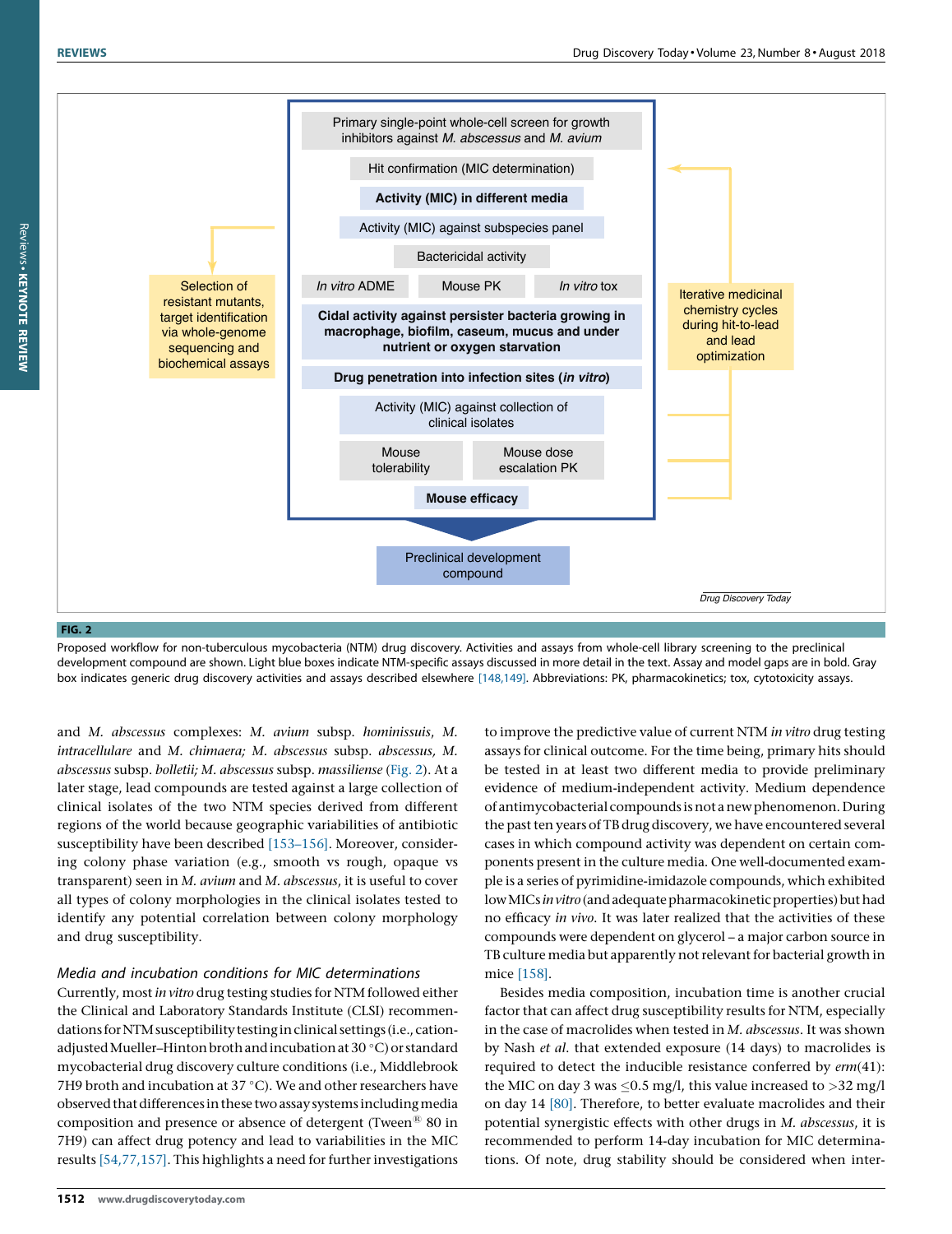Primary single-point whole-cell screen for growth inhibitors against *M. abscessus* and *M. avium*

Hit confirmation (MIC determination)

**Activity (MIC) in different media**

Activity (MIC) against subspecies panel

Bactericidal activity

*In vitro* ADME | Mouse PK | *In vitro* tox

**Cidal activity against persister bacteria growing in macrophage, biofilm, caseum, mucus and under nutrient or oxygen starvation**

**Drug penetration into infection sites (*in vitro*)**

Activity (MIC) against collection of clinical isolates

Mouse tolerability | Mouse dose escalation PK

**Mouse efficacy**

Preclinical development compound

Selection of resistant mutants, target identification via whole-genome sequencing and biochemical assays

Iterative medicinal chemistry cycles during hit-to-lead and lead optimization

**FIG. 2**

Proposed workflow for non-tuberculous mycobacteria (NTM) drug discovery. Activities and assays from whole-cell library screening to the preclinical development compound are shown. Light blue boxes indicate NTM-specific assays discussed in more detail in the text. Assay and model gaps are in bold. Gray box indicates generic drug discovery activities and assays described elsewhere [148,149]. Abbreviations: PK, pharmacokinetics; tox, cytotoxicity assays.

and *M. abscessus* complexes: *M. avium* subsp. *hominissuis*, *M. intracellulare* and *M. chimaera; M. abscessus* subsp. *abscessus, M. abscessus* subsp. *bolletii; M. abscessus* subsp. *massiliense* (Fig. 2). At a later stage, lead compounds are tested against a large collection of clinical isolates of the two NTM species derived from different regions of the world because geographic variabilities of antibiotic susceptibility have been described [153–156]. Moreover, considering colony phase variation (e.g., smooth vs rough, opaque vs transparent) seen in *M. avium* and *M. abscessus*, it is useful to cover all types of colony morphologies in the clinical isolates tested to identify any potential correlation between colony morphology and drug susceptibility.

### Media and incubation conditions for MIC determinations

Currently, most *in vitro* drug testing studies for NTM followed either the Clinical and Laboratory Standards Institute (CLSI) recommendations for NTM susceptibility testing in clinical settings (i.e., cation-adjusted Mueller–Hinton broth and incubation at 30 °C) or standard mycobacterial drug discovery culture conditions (i.e., Middlebrook 7H9 broth and incubation at 37 °C). We and other researchers have observed that differences in these two assay systems including media composition and presence or absence of detergent (Tween® 80 in 7H9) can affect drug potency and lead to variabilities in the MIC results [54,77,157]. This highlights a need for further investigations to improve the predictive value of current NTM *in vitro* drug testing assays for clinical outcome. For the time being, primary hits should be tested in at least two different media to provide preliminary evidence of medium-independent activity. Medium dependence of antimycobacterial compounds is not a new phenomenon. During the past ten years of TB drug discovery, we have encountered several cases in which compound activity was dependent on certain components present in the culture media. One well-documented example is a series of pyrimidine-imidazole compounds, which exhibited low MICs *in vitro* (and adequate pharmacokinetic properties) but had no efficacy *in vivo*. It was later realized that the activities of these compounds were dependent on glycerol – a major carbon source in TB culture media but apparently not relevant for bacterial growth in mice [158].

Besides media composition, incubation time is another crucial factor that can affect drug susceptibility results for NTM, especially in the case of macrolides when tested in *M. abscessus*. It was shown by Nash *et al.* that extended exposure (14 days) to macrolides is required to detect the inducible resistance conferred by *erm*(41): the MIC on day 3 was ≤0.5 mg/l, this value increased to >32 mg/l on day 14 [80]. Therefore, to better evaluate macrolides and their potential synergistic effects with other drugs in *M. abscessus*, it is recommended to perform 14-day incubation for MIC determinations. Of note, drug stability should be considered when inter-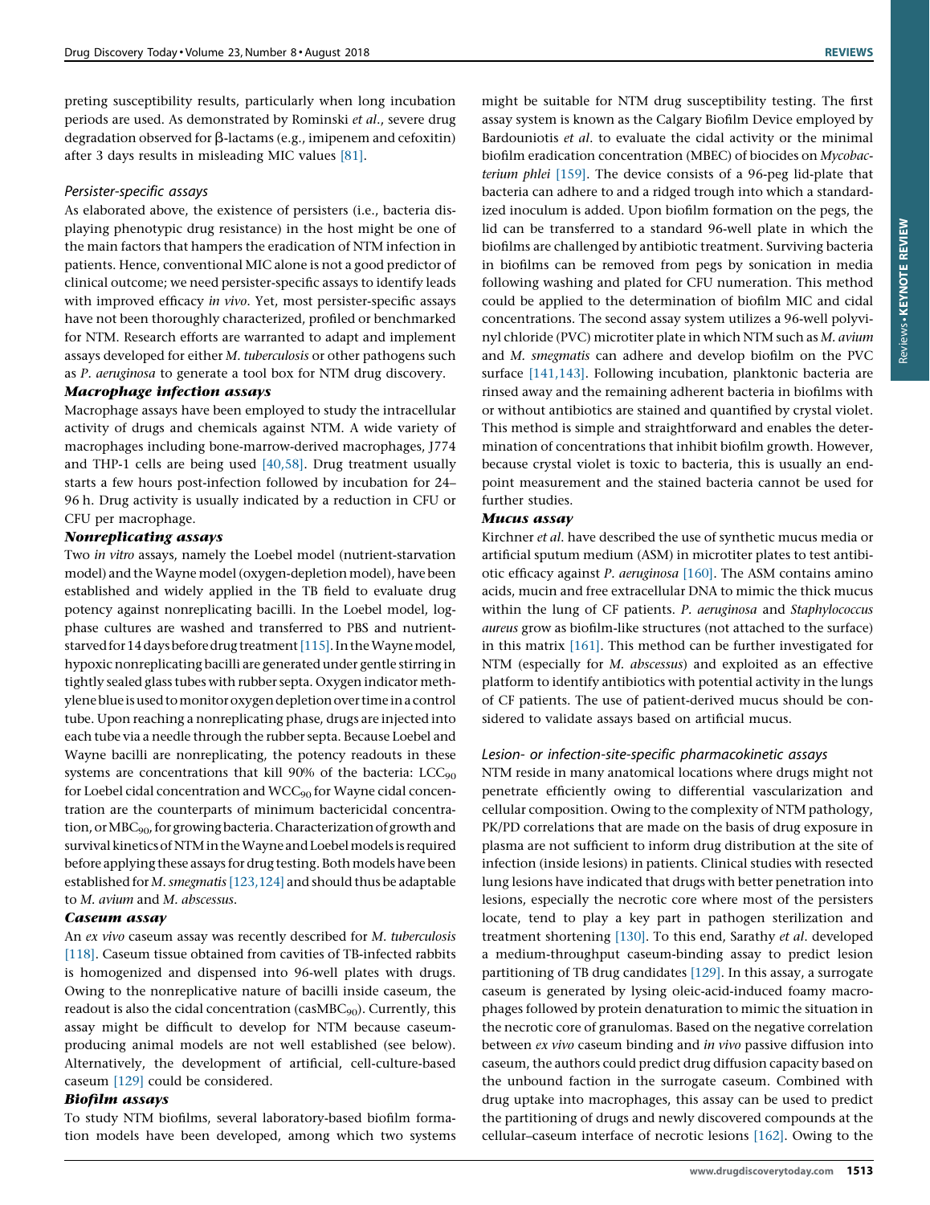preting susceptibility results, particularly when long incubation periods are used. As demonstrated by Rominski *et al*., severe drug degradation observed for β-lactams (e.g., imipenem and cefoxitin) after 3 days results in misleading MIC values [81].

### *Persister-specific assays*

As elaborated above, the existence of persisters (i.e., bacteria displaying phenotypic drug resistance) in the host might be one of the main factors that hampers the eradication of NTM infection in patients. Hence, conventional MIC alone is not a good predictor of clinical outcome; we need persister-specific assays to identify leads with improved efficacy *in vivo*. Yet, most persister-specific assays have not been thoroughly characterized, profiled or benchmarked for NTM. Research efforts are warranted to adapt and implement assays developed for either *M. tuberculosis* or other pathogens such as *P. aeruginosa* to generate a tool box for NTM drug discovery.

#### ***Macrophage infection assays***

Macrophage assays have been employed to study the intracellular activity of drugs and chemicals against NTM. A wide variety of macrophages including bone-marrow-derived macrophages, J774 and THP-1 cells are being used [40,58]. Drug treatment usually starts a few hours post-infection followed by incubation for 24–96 h. Drug activity is usually indicated by a reduction in CFU or CFU per macrophage.

#### ***Nonreplicating assays***

Two *in vitro* assays, namely the Loebel model (nutrient-starvation model) and the Wayne model (oxygen-depletion model), have been established and widely applied in the TB field to evaluate drug potency against nonreplicating bacilli. In the Loebel model, log-phase cultures are washed and transferred to PBS and nutrient-starved for 14 days before drug treatment [115]. In the Wayne model, hypoxic nonreplicating bacilli are generated under gentle stirring in tightly sealed glass tubes with rubber septa. Oxygen indicator methylene blue is used to monitor oxygen depletion over time in a control tube. Upon reaching a nonreplicating phase, drugs are injected into each tube via a needle through the rubber septa. Because Loebel and Wayne bacilli are nonreplicating, the potency readouts in these systems are concentrations that kill 90% of the bacteria: $LCC_{90}$ for Loebel cidal concentration and $WCC_{90}$ for Wayne cidal concentration are the counterparts of minimum bactericidal concentration, or $MBC_{90}$, for growing bacteria. Characterization of growth and survival kinetics of NTM in the Wayne and Loebel models is required before applying these assays for drug testing. Both models have been established for *M. smegmatis* [123,124] and should thus be adaptable to *M. avium* and *M. abscessus*.

#### ***Caseum assay***

An *ex vivo* caseum assay was recently described for *M. tuberculosis* [118]. Caseum tissue obtained from cavities of TB-infected rabbits is homogenized and dispensed into 96-well plates with drugs. Owing to the nonreplicative nature of bacilli inside caseum, the readout is also the cidal concentration ($casMBC_{90}$). Currently, this assay might be difficult to develop for NTM because caseum-producing animal models are not well established (see below). Alternatively, the development of artificial, cell-culture-based caseum [129] could be considered.

#### ***Biofilm assays***

To study NTM biofilms, several laboratory-based biofilm formation models have been developed, among which two systems might be suitable for NTM drug susceptibility testing. The first assay system is known as the Calgary Biofilm Device employed by Bardouniotis *et al*. to evaluate the cidal activity or the minimal biofilm eradication concentration (MBEC) of biocides on *Mycobacterium phlei* [159]. The device consists of a 96-peg lid-plate that bacteria can adhere to and a ridged trough into which a standardized inoculum is added. Upon biofilm formation on the pegs, the lid can be transferred to a standard 96-well plate in which the biofilms are challenged by antibiotic treatment. Surviving bacteria in biofilms can be removed from pegs by sonication in media following washing and plated for CFU numeration. This method could be applied to the determination of biofilm MIC and cidal concentrations. The second assay system utilizes a 96-well polyvinyl chloride (PVC) microtiter plate in which NTM such as *M. avium* and *M. smegmatis* can adhere and develop biofilm on the PVC surface [141,143]. Following incubation, planktonic bacteria are rinsed away and the remaining adherent bacteria in biofilms with or without antibiotics are stained and quantified by crystal violet. This method is simple and straightforward and enables the determination of concentrations that inhibit biofilm growth. However, because crystal violet is toxic to bacteria, this is usually an endpoint measurement and the stained bacteria cannot be used for further studies.

#### ***Mucus assay***

Kirchner *et al*. have described the use of synthetic mucus media or artificial sputum medium (ASM) in microtiter plates to test antibiotic efficacy against *P. aeruginosa* [160]. The ASM contains amino acids, mucin and free extracellular DNA to mimic the thick mucus within the lung of CF patients. *P. aeruginosa* and *Staphylococcus aureus* grow as biofilm-like structures (not attached to the surface) in this matrix [161]. This method can be further investigated for NTM (especially for *M. abscessus*) and exploited as an effective platform to identify antibiotics with potential activity in the lungs of CF patients. The use of patient-derived mucus should be considered to validate assays based on artificial mucus.

### *Lesion- or infection-site-specific pharmacokinetic assays*

NTM reside in many anatomical locations where drugs might not penetrate efficiently owing to differential vascularization and cellular composition. Owing to the complexity of NTM pathology, PK/PD correlations that are made on the basis of drug exposure in plasma are not sufficient to inform drug distribution at the site of infection (inside lesions) in patients. Clinical studies with resected lung lesions have indicated that drugs with better penetration into lesions, especially the necrotic core where most of the persisters locate, tend to play a key part in pathogen sterilization and treatment shortening [130]. To this end, Sarathy *et al*. developed a medium-throughput caseum-binding assay to predict lesion partitioning of TB drug candidates [129]. In this assay, a surrogate caseum is generated by lysing oleic-acid-induced foamy macrophages followed by protein denaturation to mimic the situation in the necrotic core of granulomas. Based on the negative correlation between *ex vivo* caseum binding and *in vivo* passive diffusion into caseum, the authors could predict drug diffusion capacity based on the unbound faction in the surrogate caseum. Combined with drug uptake into macrophages, this assay can be used to predict the partitioning of drugs and newly discovered compounds at the cellular–caseum interface of necrotic lesions [162]. Owing to the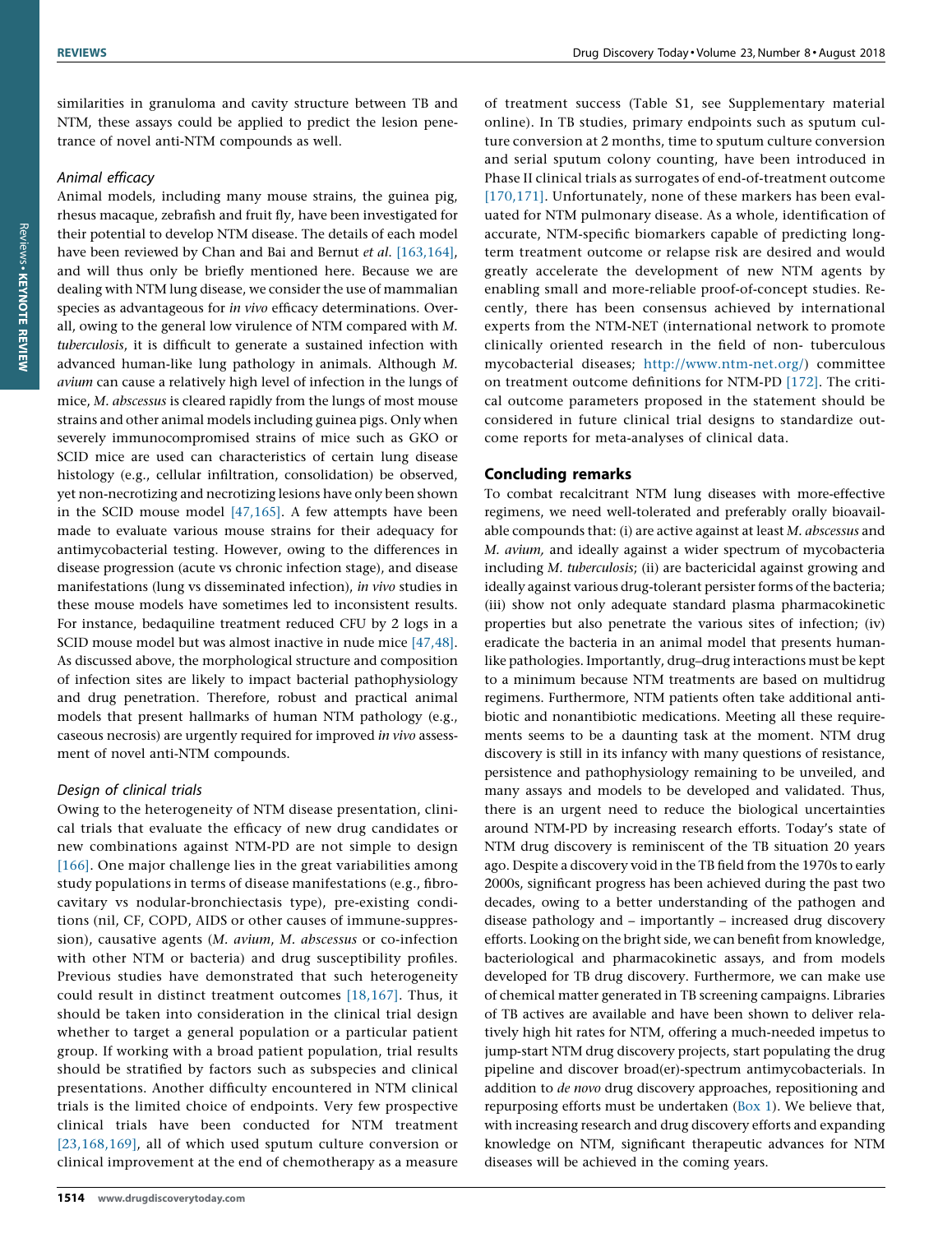similarities in granuloma and cavity structure between TB and NTM, these assays could be applied to predict the lesion penetrance of novel anti-NTM compounds as well.

### *Animal efficacy*

Animal models, including many mouse strains, the guinea pig, rhesus macaque, zebrafish and fruit fly, have been investigated for their potential to develop NTM disease. The details of each model have been reviewed by Chan and Bai and Bernut *et al*. [163,164], and will thus only be briefly mentioned here. Because we are dealing with NTM lung disease, we consider the use of mammalian species as advantageous for *in vivo* efficacy determinations. Overall, owing to the general low virulence of NTM compared with *M. tuberculosis*, it is difficult to generate a sustained infection with advanced human-like lung pathology in animals. Although *M. avium* can cause a relatively high level of infection in the lungs of mice, *M. abscessus* is cleared rapidly from the lungs of most mouse strains and other animal models including guinea pigs. Only when severely immunocompromised strains of mice such as GKO or SCID mice are used can characteristics of certain lung disease histology (e.g., cellular infiltration, consolidation) be observed, yet non-necrotizing and necrotizing lesions have only been shown in the SCID mouse model [47,165]. A few attempts have been made to evaluate various mouse strains for their adequacy for antimycobacterial testing. However, owing to the differences in disease progression (acute vs chronic infection stage), and disease manifestations (lung vs disseminated infection), *in vivo* studies in these mouse models have sometimes led to inconsistent results. For instance, bedaquiline treatment reduced CFU by 2 logs in a SCID mouse model but was almost inactive in nude mice [47,48]. As discussed above, the morphological structure and composition of infection sites are likely to impact bacterial pathophysiology and drug penetration. Therefore, robust and practical animal models that present hallmarks of human NTM pathology (e.g., caseous necrosis) are urgently required for improved *in vivo* assessment of novel anti-NTM compounds.

### *Design of clinical trials*

Owing to the heterogeneity of NTM disease presentation, clinical trials that evaluate the efficacy of new drug candidates or new combinations against NTM-PD are not simple to design [166]. One major challenge lies in the great variabilities among study populations in terms of disease manifestations (e.g., fibrocavitary vs nodular-bronchiectasis type), pre-existing conditions (nil, CF, COPD, AIDS or other causes of immune-suppression), causative agents (*M. avium*, *M. abscessus* or co-infection with other NTM or bacteria) and drug susceptibility profiles. Previous studies have demonstrated that such heterogeneity could result in distinct treatment outcomes [18,167]. Thus, it should be taken into consideration in the clinical trial design whether to target a general population or a particular patient group. If working with a broad patient population, trial results should be stratified by factors such as subspecies and clinical presentations. Another difficulty encountered in NTM clinical trials is the limited choice of endpoints. Very few prospective clinical trials have been conducted for NTM treatment [23,168,169], all of which used sputum culture conversion or clinical improvement at the end of chemotherapy as a measure of treatment success (Table S1, see Supplementary material online). In TB studies, primary endpoints such as sputum culture conversion at 2 months, time to sputum culture conversion and serial sputum colony counting, have been introduced in Phase II clinical trials as surrogates of end-of-treatment outcome [170,171]. Unfortunately, none of these markers has been evaluated for NTM pulmonary disease. As a whole, identification of accurate, NTM-specific biomarkers capable of predicting long-term treatment outcome or relapse risk are desired and would greatly accelerate the development of new NTM agents by enabling small and more-reliable proof-of-concept studies. Recently, there has been consensus achieved by international experts from the NTM-NET (international network to promote clinically oriented research in the field of non- tuberculous mycobacterial diseases; http://www.ntm-net.org/) committee on treatment outcome definitions for NTM-PD [172]. The critical outcome parameters proposed in the statement should be considered in future clinical trial designs to standardize outcome reports for meta-analyses of clinical data.

## Concluding remarks

To combat recalcitrant NTM lung diseases with more-effective regimens, we need well-tolerated and preferably orally bioavailable compounds that: (i) are active against at least *M. abscessus* and *M. avium,* and ideally against a wider spectrum of mycobacteria including *M. tuberculosis*; (ii) are bactericidal against growing and ideally against various drug-tolerant persister forms of the bacteria; (iii) show not only adequate standard plasma pharmacokinetic properties but also penetrate the various sites of infection; (iv) eradicate the bacteria in an animal model that presents human-like pathologies. Importantly, drug–drug interactions must be kept to a minimum because NTM treatments are based on multidrug regimens. Furthermore, NTM patients often take additional antibiotic and nonantibiotic medications. Meeting all these requirements seems to be a daunting task at the moment. NTM drug discovery is still in its infancy with many questions of resistance, persistence and pathophysiology remaining to be unveiled, and many assays and models to be developed and validated. Thus, there is an urgent need to reduce the biological uncertainties around NTM-PD by increasing research efforts. Today's state of NTM drug discovery is reminiscent of the TB situation 20 years ago. Despite a discovery void in the TB field from the 1970s to early 2000s, significant progress has been achieved during the past two decades, owing to a better understanding of the pathogen and disease pathology and – importantly – increased drug discovery efforts. Looking on the bright side, we can benefit from knowledge, bacteriological and pharmacokinetic assays, and from models developed for TB drug discovery. Furthermore, we can make use of chemical matter generated in TB screening campaigns. Libraries of TB actives are available and have been shown to deliver relatively high hit rates for NTM, offering a much-needed impetus to jump-start NTM drug discovery projects, start populating the drug pipeline and discover broad(er)-spectrum antimycobacterials. In addition to *de novo* drug discovery approaches, repositioning and repurposing efforts must be undertaken (Box 1). We believe that, with increasing research and drug discovery efforts and expanding knowledge on NTM, significant therapeutic advances for NTM diseases will be achieved in the coming years.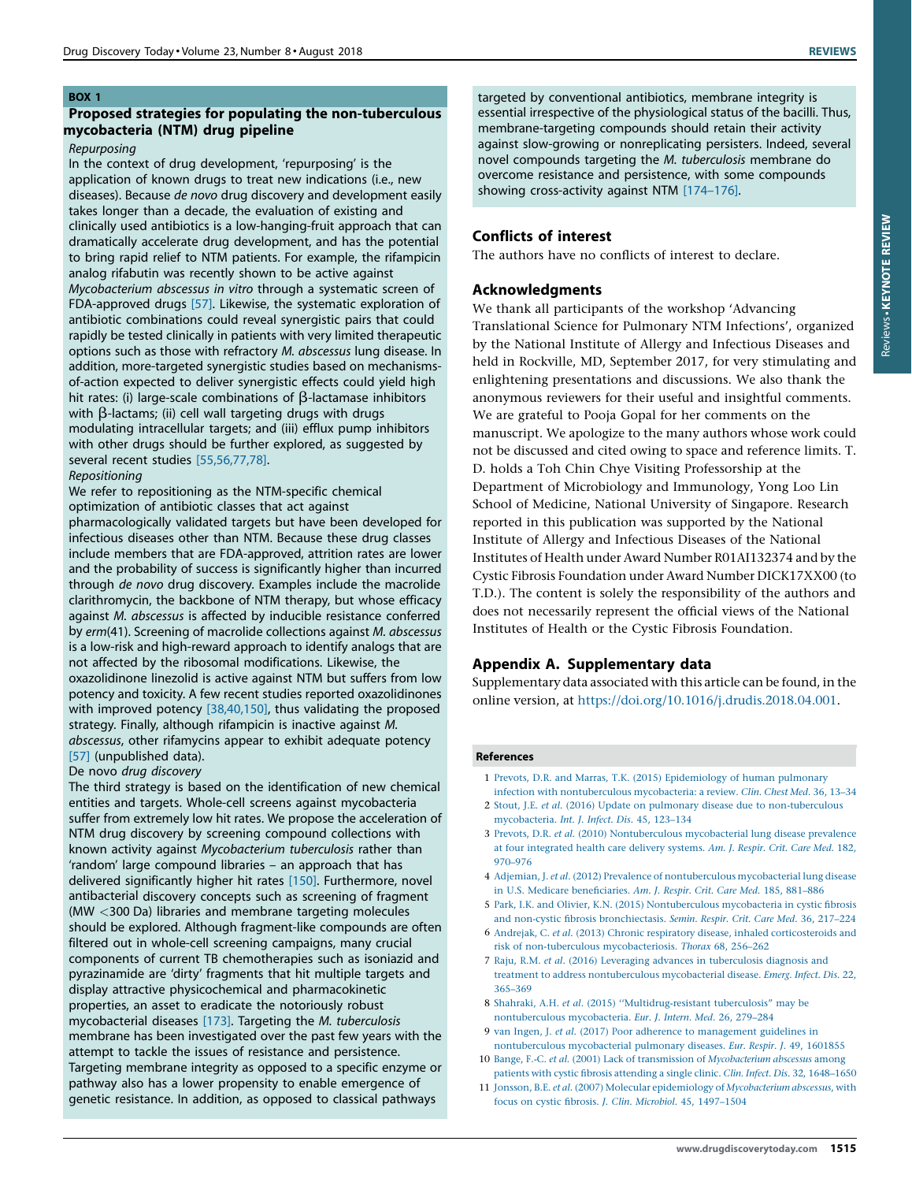### BOX 1

**Proposed strategies for populating the non-tuberculous mycobacteria (NTM) drug pipeline**

*Repurposing*

In the context of drug development, 'repurposing' is the application of known drugs to treat new indications (i.e., new diseases). Because *de novo* drug discovery and development easily takes longer than a decade, the evaluation of existing and clinically used antibiotics is a low-hanging-fruit approach that can dramatically accelerate drug development, and has the potential to bring rapid relief to NTM patients. For example, the rifampicin analog rifabutin was recently shown to be active against *Mycobacterium abscessus in vitro* through a systematic screen of FDA-approved drugs [57]. Likewise, the systematic exploration of antibiotic combinations could reveal synergistic pairs that could rapidly be tested clinically in patients with very limited therapeutic options such as those with refractory *M. abscessus* lung disease. In addition, more-targeted synergistic studies based on mechanisms-of-action expected to deliver synergistic effects could yield high hit rates: (i) large-scale combinations of β-lactamase inhibitors with β-lactams; (ii) cell wall targeting drugs with drugs modulating intracellular targets; and (iii) efflux pump inhibitors with other drugs should be further explored, as suggested by several recent studies [55,56,77,78].

*Repositioning*

We refer to repositioning as the NTM-specific chemical optimization of antibiotic classes that act against pharmacologically validated targets but have been developed for infectious diseases other than NTM. Because these drug classes include members that are FDA-approved, attrition rates are lower and the probability of success is significantly higher than incurred through *de novo* drug discovery. Examples include the macrolide clarithromycin, the backbone of NTM therapy, but whose efficacy against *M. abscessus* is affected by inducible resistance conferred by *erm*(41). Screening of macrolide collections against *M. abscessus* is a low-risk and high-reward approach to identify analogs that are not affected by the ribosomal modifications. Likewise, the oxazolidinone linezolid is active against NTM but suffers from low potency and toxicity. A few recent studies reported oxazolidinones with improved potency [38,40,150], thus validating the proposed strategy. Finally, although rifampicin is inactive against *M. abscessus*, other rifamycins appear to exhibit adequate potency [57] (unpublished data).

De novo *drug discovery*

The third strategy is based on the identification of new chemical entities and targets. Whole-cell screens against mycobacteria suffer from extremely low hit rates. We propose the acceleration of NTM drug discovery by screening compound collections with known activity against *Mycobacterium tuberculosis* rather than 'random' large compound libraries – an approach that has delivered significantly higher hit rates [150]. Furthermore, novel antibacterial discovery concepts such as screening of fragment (MW <300 Da) libraries and membrane targeting molecules should be explored. Although fragment-like compounds are often filtered out in whole-cell screening campaigns, many crucial components of current TB chemotherapies such as isoniazid and pyrazinamide are 'dirty' fragments that hit multiple targets and display attractive physicochemical and pharmacokinetic properties, an asset to eradicate the notoriously robust mycobacterial diseases [173]. Targeting the *M. tuberculosis* membrane has been investigated over the past few years with the attempt to tackle the issues of resistance and persistence. Targeting membrane integrity as opposed to a specific enzyme or pathway also has a lower propensity to enable emergence of genetic resistance. In addition, as opposed to classical pathways targeted by conventional antibiotics, membrane integrity is essential irrespective of the physiological status of the bacilli. Thus, membrane-targeting compounds should retain their activity against slow-growing or nonreplicating persisters. Indeed, several novel compounds targeting the *M. tuberculosis* membrane do overcome resistance and persistence, with some compounds showing cross-activity against NTM [174–176].

## Conflicts of interest

The authors have no conflicts of interest to declare.

## Acknowledgments

We thank all participants of the workshop 'Advancing Translational Science for Pulmonary NTM Infections', organized by the National Institute of Allergy and Infectious Diseases and held in Rockville, MD, September 2017, for very stimulating and enlightening presentations and discussions. We also thank the anonymous reviewers for their useful and insightful comments. We are grateful to Pooja Gopal for her comments on the manuscript. We apologize to the many authors whose work could not be discussed and cited owing to space and reference limits. T. D. holds a Toh Chin Chye Visiting Professorship at the Department of Microbiology and Immunology, Yong Loo Lin School of Medicine, National University of Singapore. Research reported in this publication was supported by the National Institute of Allergy and Infectious Diseases of the National Institutes of Health under Award Number R01AI132374 and by the Cystic Fibrosis Foundation under Award Number DICK17XX00 (to T.D.). The content is solely the responsibility of the authors and does not necessarily represent the official views of the National Institutes of Health or the Cystic Fibrosis Foundation.

## Appendix A. Supplementary data

Supplementary data associated with this article can be found, in the online version, at https://doi.org/10.1016/j.drudis.2018.04.001.

## References

1 Prevots, D.R. and Marras, T.K. (2015) Epidemiology of human pulmonary infection with nontuberculous mycobacteria: a review. *Clin. Chest Med.* 36, 13–34

2 Stout, J.E. *et al.* (2016) Update on pulmonary disease due to non-tuberculous mycobacteria. *Int. J. Infect. Dis.* 45, 123–134

3 Prevots, D.R. *et al.* (2010) Nontuberculous mycobacterial lung disease prevalence at four integrated health care delivery systems. *Am. J. Respir. Crit. Care Med.* 182, 970–976

4 Adjemian, J. *et al.* (2012) Prevalence of nontuberculous mycobacterial lung disease in U.S. Medicare beneficiaries. *Am. J. Respir. Crit. Care Med.* 185, 881–886

5 Park, I.K. and Olivier, K.N. (2015) Nontuberculous mycobacteria in cystic fibrosis and non-cystic fibrosis bronchiectasis. *Semin. Respir. Crit. Care Med.* 36, 217–224

6 Andrejak, C. *et al.* (2013) Chronic respiratory disease, inhaled corticosteroids and risk of non-tuberculous mycobacteriosis. *Thorax* 68, 256–262

7 Raju, R.M. *et al.* (2016) Leveraging advances in tuberculosis diagnosis and treatment to address nontuberculous mycobacterial disease. *Emerg. Infect. Dis.* 22, 365–369

8 Shahraki, A.H. *et al.* (2015) "Multidrug-resistant tuberculosis" may be nontuberculous mycobacteria. *Eur. J. Intern. Med.* 26, 279–284

9 van Ingen, J. *et al.* (2017) Poor adherence to management guidelines in nontuberculous mycobacterial pulmonary diseases. *Eur. Respir. J.* 49, 1601855

10 Bange, F.-C. *et al.* (2001) Lack of transmission of *Mycobacterium abscessus* among patients with cystic fibrosis attending a single clinic. *Clin. Infect. Dis.* 32, 1648–1650

11 Jonsson, B.E. *et al.* (2007) Molecular epidemiology of *Mycobacterium abscessus*, with focus on cystic fibrosis. *J. Clin. Microbiol.* 45, 1497–1504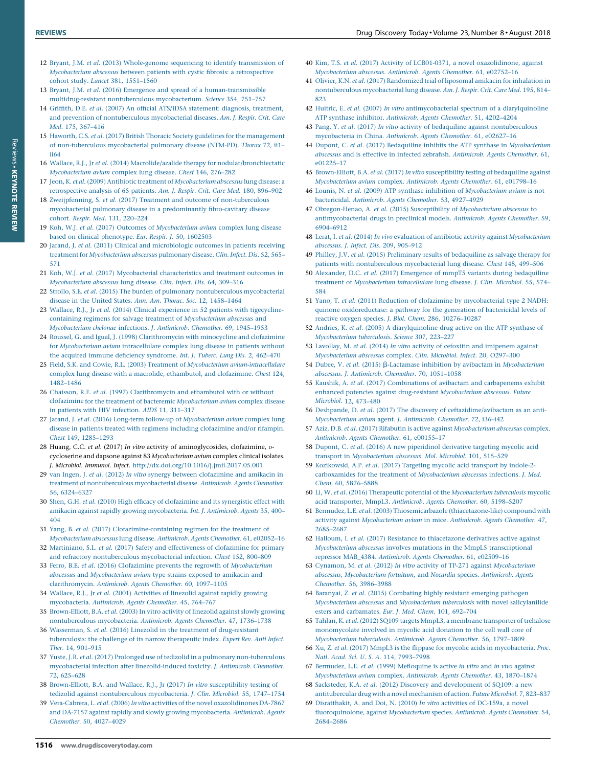12 Bryant, J.M. *et al.* (2013) Whole-genome sequencing to identify transmission of *Mycobacterium abscessus* between patients with cystic fibrosis: a retrospective cohort study. *Lancet* 381, 1551–1560

13 Bryant, J.M. *et al.* (2016) Emergence and spread of a human-transmissible multidrug-resistant nontuberculous mycobacterium. *Science* 354, 751–757

14 Griffith, D.E. *et al.* (2007) An official ATS/IDSA statement: diagnosis, treatment, and prevention of nontuberculous mycobacterial diseases. *Am. J. Respir. Crit. Care Med.* 175, 367–416

15 Haworth, C.S. *et al.* (2017) British Thoracic Society guidelines for the management of non-tuberculous mycobacterial pulmonary disease (NTM-PD). *Thorax* 72, ii1–ii64

16 Wallace, R.J., Jr *et al.* (2014) Macrolide/azalide therapy for nodular/bronchiectatic *Mycobacterium avium* complex lung disease. *Chest* 146, 276–282

17 Jeon, K. *et al.* (2009) Antibiotic treatment of *Mycobacterium abscessus* lung disease: a retrospective analysis of 65 patients. *Am. J. Respir. Crit. Care Med.* 180, 896–902

18 Zweijpfenning, S. *et al.* (2017) Treatment and outcome of non-tuberculous mycobacterial pulmonary disease in a predominantly fibro-cavitary disease cohort. *Respir. Med.* 131, 220–224

19 Koh, W.J. *et al.* (2017) Outcomes of *Mycobacterium avium* complex lung disease based on clinical phenotype. *Eur. Respir. J.* 50, 1602503

20 Jarand, J. *et al.* (2011) Clinical and microbiologic outcomes in patients receiving treatment for *Mycobacterium abscessus* pulmonary disease. *Clin. Infect. Dis.* 52, 565–571

21 Koh, W.J. *et al.* (2017) Mycobacterial characteristics and treatment outcomes in *Mycobacterium abscessus* lung disease. *Clin. Infect. Dis.* 64, 309–316

22 Strollo, S.E. *et al.* (2015) The burden of pulmonary nontuberculous mycobacterial disease in the United States. *Ann. Am. Thorac. Soc.* 12, 1458–1464

23 Wallace, R.J., Jr *et al.* (2014) Clinical experience in 52 patients with tigecycline-containing regimens for salvage treatment of *Mycobacterium abscessus* and *Mycobacterium chelonae* infections. *J. Antimicrob. Chemother.* 69, 1945–1953

24 Roussel, G. and Igual, J. (1998) Clarithromycin with minocycline and clofazimine for *Mycobacterium avium* intracellulare complex lung disease in patients without the acquired immune deficiency syndrome. *Int. J. Tuberc. Lung Dis.* 2, 462–470

25 Field, S.K. and Cowie, R.L. (2003) Treatment of *Mycobacterium avium-intracellulare* complex lung disease with a macrolide, ethambutol, and clofazimine. *Chest* 124, 1482–1486

26 Chaisson, R.E. *et al.* (1997) Clarithromycin and ethambutol with or without clofazimine for the treatment of bacteremic *Mycobacterium avium* complex disease in patients with HIV infection. *AIDS* 11, 311–317

27 Jarand, J. *et al.* (2016) Long-term follow-up of *Mycobacterium avium* complex lung disease in patients treated with regimens including clofazimine and/or rifampin. *Chest* 149, 1285–1293

28 Huang, C.C. *et al.* (2017) *In vitro* activity of aminoglycosides, clofazimine, D-cycloserine and dapsone against 83 *Mycobacterium avium* complex clinical isolates. *J. Microbiol. Immunol. Infect.* http://dx.doi.org/10.1016/j.jmii.2017.05.001

29 van Ingen, J. *et al.* (2012) *In vitro* synergy between clofazimine and amikacin in treatment of nontuberculous mycobacterial disease. *Antimicrob. Agents Chemother.* 56, 6324–6327

30 Shen, G.H. *et al.* (2010) High efficacy of clofazimine and its synergistic effect with amikacin against rapidly growing mycobacteria. *Int. J. Antimicrob. Agents* 35, 400–404

31 Yang, B. *et al.* (2017) Clofazimine-containing regimen for the treatment of *Mycobacterium abscessus* lung disease. *Antimicrob. Agents Chemother.* 61, e02052–16

32 Martiniano, S.L. *et al.* (2017) Safety and effectiveness of clofazimine for primary and refractory nontuberculous mycobacterial infection. *Chest* 152, 800–809

33 Ferro, B.E. *et al.* (2016) Clofazimine prevents the regrowth of *Mycobacterium abscessus* and *Mycobacterium avium* type strains exposed to amikacin and clarithromycin. *Antimicrob. Agents Chemother.* 60, 1097–1105

34 Wallace, R.J., Jr *et al.* (2001) Activities of linezolid against rapidly growing mycobacteria. *Antimicrob. Agents Chemother.* 45, 764–767

35 Brown-Elliott, B.A. *et al.* (2003) In vitro activity of linezolid against slowly growing nontuberculous mycobacteria. *Antimicrob. Agents Chemother.* 47, 1736–1738

36 Wasserman, S. *et al.* (2016) Linezolid in the treatment of drug-resistant tuberculosis: the challenge of its narrow therapeutic index. *Expert Rev. Anti Infect. Ther.* 14, 901–915

37 Yuste, J.R. *et al.* (2017) Prolonged use of tedizolid in a pulmonary non-tuberculous mycobacterial infection after linezolid-induced toxicity. *J. Antimicrob. Chemother.* 72, 625–628

38 Brown-Elliott, B.A. and Wallace, R.J., Jr (2017) *In vitro* susceptibility testing of tedizolid against nontuberculous mycobacteria. *J. Clin. Microbiol.* 55, 1747–1754

39 Vera-Cabrera, L. *et al.* (2006) *In vitro* activities of the novel oxazolidinones DA-7867 and DA-7157 against rapidly and slowly growing mycobacteria. *Antimicrob. Agents Chemother.* 50, 4027–4029

40 Kim, T.S. *et al.* (2017) Activity of LCB01-0371, a novel oxazolidinone, against *Mycobacterium abscessus*. *Antimicrob. Agents Chemother.* 61, e02752–16

41 Olivier, K.N. *et al.* (2017) Randomized trial of liposomal amikacin for inhalation in nontuberculous mycobacterial lung disease. *Am. J. Respir. Crit. Care Med.* 195, 814–823

42 Huitric, E. *et al.* (2007) *In vitro* antimycobacterial spectrum of a diarylquinoline ATP synthase inhibitor. *Antimicrob. Agents Chemother.* 51, 4202–4204

43 Pang, Y. *et al.* (2017) *In vitro* activity of bedaquiline against nontuberculous mycobacteria in China. *Antimicrob. Agents Chemother.* 61, e02627–16

44 Dupont, C. *et al.* (2017) Bedaquiline inhibits the ATP synthase in *Mycobacterium abscessus* and is effective in infected zebrafish. *Antimicrob. Agents Chemother.* 61, e01225–17

45 Brown-Elliott, B.A. *et al.* (2017) *In vitro* susceptibility testing of bedaquiline against *Mycobacterium avium* complex. *Antimicrob. Agents Chemother.* 61, e01798–16

46 Lounis, N. *et al.* (2009) ATP synthase inhibition of *Mycobacterium avium* is not bactericidal. *Antimicrob. Agents Chemother.* 53, 4927–4929

47 Obregon-Henao, A. *et al.* (2015) Susceptibility of *Mycobacterium abscessus* to antimycobacterial drugs in preclinical models. *Antimicrob. Agents Chemother.* 59, 6904–6912

48 Lerat, I. *et al.* (2014) *In vivo* evaluation of antibiotic activity against *Mycobacterium abscessus*. *J. Infect. Dis.* 209, 905–912

49 Philley, J.V. *et al.* (2015) Preliminary results of bedaquiline as salvage therapy for patients with nontuberculous mycobacterial lung disease. *Chest* 148, 499–506

50 Alexander, D.C. *et al.* (2017) Emergence of mmpT5 variants during bedaquiline treatment of *Mycobacterium intracellulare* lung disease. *J. Clin. Microbiol.* 55, 574–584

51 Yano, T. *et al.* (2011) Reduction of clofazimine by mycobacterial type 2 NADH: quinone oxidoreductase: a pathway for the generation of bactericidal levels of reactive oxygen species. *J. Biol. Chem.* 286, 10276–10287

52 Andries, K. *et al.* (2005) A diarylquinoline drug active on the ATP synthase of *Mycobacterium tuberculosis*. *Science* 307, 223–227

53 Lavollay, M. *et al.* (2014) *In vitro* activity of cefoxitin and imipenem against *Mycobacterium abscessus* complex. *Clin. Microbiol. Infect.* 20, O297–300

54 Dubee, V. *et al.* (2015) β-Lactamase inhibition by avibactam in *Mycobacterium abscessus*. *J. Antimicrob. Chemother.* 70, 1051–1058

55 Kaushik, A. *et al.* (2017) Combinations of avibactam and carbapenems exhibit enhanced potencies against drug-resistant *Mycobacterium abscessus*. *Future Microbiol.* 12, 473–480

56 Deshpande, D. *et al.* (2017) The discovery of ceftazidime/avibactam as an anti-*Mycobacterium avium* agent. *J. Antimicrob. Chemother.* 72, i36–i42

57 Aziz, D.B. *et al.* (2017) Rifabutin is active against *Mycobacterium abscessus* complex. *Antimicrob. Agents Chemother.* 61, e00155–17

58 Dupont, C. *et al.* (2016) A new piperidinol derivative targeting mycolic acid transport in *Mycobacterium abscessus*. *Mol. Microbiol.* 101, 515–529

59 Kozikowski, A.P. *et al.* (2017) Targeting mycolic acid transport by indole-2-carboxamides for the treatment of *Mycobacterium abscessus* infections. *J. Med. Chem.* 60, 5876–5888

60 Li, W. *et al.* (2016) Therapeutic potential of the *Mycobacterium tuberculosis* mycolic acid transporter, MmpL3. *Antimicrob. Agents Chemother.* 60, 5198–5207

61 Bermudez, L.E. *et al.* (2003) Thiosemicarbazole (thiacetazone-like) compound with activity against *Mycobacterium avium* in mice. *Antimicrob. Agents Chemother.* 47, 2685–2687

62 Halloum, I. *et al.* (2017) Resistance to thiacetazone derivatives active against *Mycobacterium abscessus* involves mutations in the MmpL5 transcriptional repressor MAB_4384. *Antimicrob. Agents Chemother.* 61, e02509–16

63 Cynamon, M. *et al.* (2012) *In vitro* activity of TP-271 against *Mycobacterium abscessus*, *Mycobacterium fortuitum*, and *Nocardia* species. *Antimicrob. Agents Chemother.* 56, 3986–3988

64 Baranyai, Z. *et al.* (2015) Combating highly resistant emerging pathogen *Mycobacterium abscessus* and *Mycobacterium tuberculosis* with novel salicylanilide esters and carbamates. *Eur. J. Med. Chem.* 101, 692–704

65 Tahlan, K. *et al.* (2012) SQ109 targets MmpL3, a membrane transporter of trehalose monomycolate involved in mycolic acid donation to the cell wall core of *Mycobacterium tuberculosis*. *Antimicrob. Agents Chemother.* 56, 1797–1809

66 Xu, Z. *et al.* (2017) MmpL3 is the flippase for mycolic acids in mycobacteria. *Proc. Natl. Acad. Sci. U. S. A.* 114, 7993–7998

67 Bermudez, L.E. *et al.* (1999) Mefloquine is active *in vitro* and *in vivo* against *Mycobacterium avium* complex. *Antimicrob. Agents Chemother.* 43, 1870–1874

68 Sacksteder, K.A. *et al.* (2012) Discovery and development of SQ109: a new antitubercular drug with a novel mechanism of action. *Future Microbiol.* 7, 823–837

69 Disratthakit, A. and Doi, N. (2010) *In vitro* activities of DC-159a, a novel fluoroquinolone, against *Mycobacterium* species. *Antimicrob. Agents Chemother.* 54, 2684–2686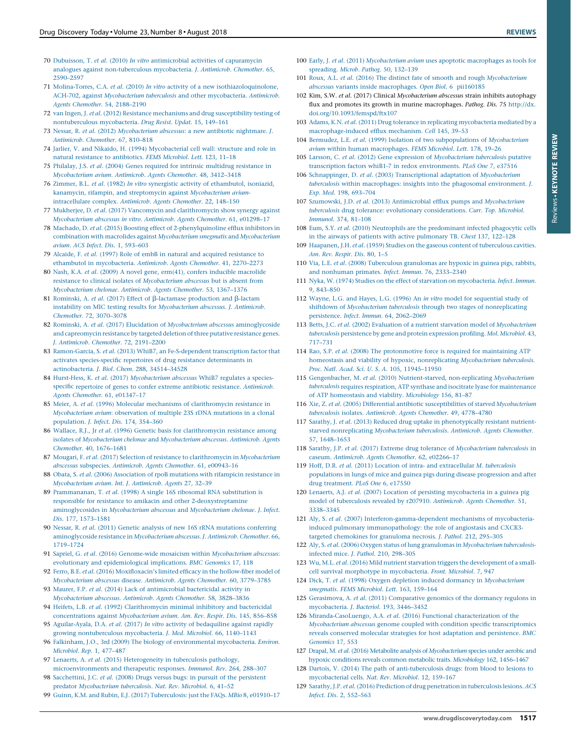70 Dubuisson, T. *et al.* (2010) *In vitro* antimicrobial activities of capuramycin analogues against non-tuberculous mycobacteria. *J. Antimicrob. Chemother.* 65, 2590–2597

71 Molina-Torres, C.A. *et al.* (2010) *In vitro* activity of a new isothiazoloquinolone, ACH-702, against *Mycobacterium tuberculosis* and other mycobacteria. *Antimicrob. Agents Chemother.* 54, 2188–2190

72 van Ingen, J. *et al.* (2012) Resistance mechanisms and drug susceptibility testing of nontuberculous mycobacteria. *Drug Resist. Updat.* 15, 149–161

73 Nessar, R. *et al.* (2012) *Mycobacterium abscessus*: a new antibiotic nightmare. *J. Antimicrob. Chemother.* 67, 810–818

74 Jarlier, V. and Nikaido, H. (1994) Mycobacterial cell wall: structure and role in natural resistance to antibiotics. *FEMS Microbiol. Lett.* 123, 11–18

75 Philalay, J.S. *et al.* (2004) Genes required for intrinsic multidrug resistance in *Mycobacterium avium*. *Antimicrob. Agents Chemother.* 48, 3412–3418

76 Zimmer, B.L. *et al.* (1982) *In vitro* synergistic activity of ethambutol, isoniazid, kanamycin, rifampin, and streptomycin against *Mycobacterium avium*-intracellulare complex. *Antimicrob. Agents Chemother.* 22, 148–150

77 Mukherjee, D. *et al.* (2017) Vancomycin and clarithromycin show synergy against *Mycobacterium abscessus in vitro*. *Antimicrob. Agents Chemother.* 61, e01298–17

78 Machado, D. *et al.* (2015) Boosting effect of 2-phenylquinoline efflux inhibitors in combination with macrolides against *Mycobacterium smegmatis* and *Mycobacterium avium*. *ACS Infect. Dis.* 1, 593–603

79 Alcaide, F. *et al.* (1997) Role of embB in natural and acquired resistance to ethambutol in mycobacteria. *Antimicrob. Agents Chemother.* 41, 2270–2273

80 Nash, K.A. *et al.* (2009) A novel gene, erm(41), confers inducible macrolide resistance to clinical isolates of *Mycobacterium abscessus* but is absent from *Mycobacterium chelonae*. *Antimicrob. Agents Chemother.* 53, 1367–1376

81 Rominski, A. *et al.* (2017) Effect of β-lactamase production and β-lactam instability on MIC testing results for *Mycobacterium abscessus*. *J. Antimicrob. Chemother.* 72, 3070–3078

82 Rominski, A. *et al.* (2017) Elucidation of *Mycobacterium abscessus* aminoglycoside and capreomycin resistance by targeted deletion of three putative resistance genes. *J. Antimicrob. Chemother.* 72, 2191–2200

83 Ramon-Garcia, S. *et al.* (2013) WhiB7, an Fe-S-dependent transcription factor that activates species-specific repertoires of drug resistance determinants in actinobacteria. *J. Biol. Chem.* 288, 34514–34528

84 Hurst-Hess, K. *et al.* (2017) *Mycobacterium abscessus* WhiB7 regulates a species-specific repertoire of genes to confer extreme antibiotic resistance. *Antimicrob. Agents Chemother.* 61, e01347–17

85 Meier, A. *et al.* (1996) Molecular mechanisms of clarithromycin resistance in *Mycobacterium avium*: observation of multiple 23S rDNA mutations in a clonal population. *J. Infect. Dis.* 174, 354–360

86 Wallace, R.J., Jr *et al.* (1996) Genetic basis for clarithromycin resistance among isolates of *Mycobacterium chelonae* and *Mycobacterium abscessus*. *Antimicrob. Agents Chemother.* 40, 1676–1681

87 Mougari, F. *et al.* (2017) Selection of resistance to clarithromycin in *Mycobacterium abscessus* subspecies. *Antimicrob. Agents Chemother.* 61, e00943–16

88 Obata, S. *et al.* (2006) Association of rpoB mutations with rifampicin resistance in *Mycobacterium avium*. *Int. J. Antimicrob. Agents* 27, 32–39

89 Prammananan, T. *et al.* (1998) A single 16S ribosomal RNA substitution is responsible for resistance to amikacin and other 2-deoxystreptamine aminoglycosides in *Mycobacterium abscessus* and *Mycobacterium chelonae*. *J. Infect. Dis.* 177, 1573–1581

90 Nessar, R. *et al.* (2011) Genetic analysis of new 16S rRNA mutations conferring aminoglycoside resistance in *Mycobacterium abscessus*. *J. Antimicrob. Chemother.* 66, 1719–1724

91 Sapriel, G. *et al.* (2016) Genome-wide mosaicism within *Mycobacterium abscessus*: evolutionary and epidemiological implications. *BMC Genomics* 17, 118

92 Ferro, B.E. *et al.* (2016) Moxifloxacin's limited efficacy in the hollow-fiber model of *Mycobacterium abscessus* disease. *Antimicrob. Agents Chemother.* 60, 3779–3785

93 Maurer, F.P. *et al.* (2014) Lack of antimicrobial bactericidal activity in *Mycobacterium abscessus*. *Antimicrob. Agents Chemother.* 58, 3828–3836

94 Heifets, L.B. *et al.* (1992) Clarithromycin minimal inhibitory and bactericidal concentrations against *Mycobacterium avium*. *Am. Rev. Respir. Dis.* 145, 856–858

95 Aguilar-Ayala, D.A. *et al.* (2017) *In vitro* activity of bedaquiline against rapidly growing nontuberculous mycobacteria. *J. Med. Microbiol.* 66, 1140–1143

96 Falkinham, J.O., 3rd (2009) The biology of environmental mycobacteria. *Environ. Microbiol. Rep.* 1, 477–487

97 Lenaerts, A. *et al.* (2015) Heterogeneity in tuberculosis pathology, microenvironments and therapeutic responses. *Immunol. Rev.* 264, 288–307

98 Sacchettini, J.C. *et al.* (2008) Drugs versus bugs: in pursuit of the persistent predator *Mycobacterium tuberculosis*. *Nat. Rev. Microbiol.* 6, 41–52

99 Guinn, K.M. and Rubin, E.J. (2017) Tuberculosis: just the FAQs. *MBio* 8, e01910–17

100 Early, J. *et al.* (2011) *Mycobacterium avium* uses apoptotic macrophages as tools for spreading. *Microb. Pathog.* 50, 132–139

101 Roux, A.L. *et al.* (2016) The distinct fate of smooth and rough *Mycobacterium abscessus* variants inside macrophages. *Open Biol.* 6 pii160185

102 Kim, S.W. *et al.* (2017) Clinical *Mycobacterium abscessus* strain inhibits autophagy flux and promotes its growth in murine macrophages. *Pathog. Dis.* 75 http://dx.doi.org/10.1093/femspd/ftx107

103 Adams, K.N. *et al.* (2011) Drug tolerance in replicating mycobacteria mediated by a macrophage-induced efflux mechanism. *Cell* 145, 39–53

104 Bermudez, L.E. *et al.* (1999) Isolation of two subpopulations of *Mycobacterium avium* within human macrophages. *FEMS Microbiol. Lett.* 178, 19–26

105 Larsson, C. *et al.* (2012) Gene expression of *Mycobacterium tuberculosis* putative transcription factors whiB1-7 in redox environments. *PLoS One* 7, e37516

106 Schnappinger, D. *et al.* (2003) Transcriptional adaptation of *Mycobacterium tuberculosis* within macrophages: insights into the phagosomal environment. *J. Exp. Med.* 198, 693–704

107 Szumowski, J.D. *et al.* (2013) Antimicrobial efflux pumps and *Mycobacterium tuberculosis* drug tolerance: evolutionary considerations. *Curr. Top. Microbiol. Immunol.* 374, 81–108

108 Eum, S.Y. *et al.* (2010) Neutrophils are the predominant infected phagocytic cells in the airways of patients with active pulmonary TB. *Chest* 137, 122–128

109 Haapanen, J.H. *et al.* (1959) Studies on the gaseous content of tuberculous cavities. *Am. Rev. Respir. Dis.* 80, 1–5

110 Via, L.E. *et al.* (2008) Tuberculous granulomas are hypoxic in guinea pigs, rabbits, and nonhuman primates. *Infect. Immun.* 76, 2333–2340

111 Nyka, W. (1974) Studies on the effect of starvation on mycobacteria. *Infect. Immun.* 9, 843–850

112 Wayne, L.G. and Hayes, L.G. (1996) An *in vitro* model for sequential study of shiftdown of *Mycobacterium tuberculosis* through two stages of nonreplicating persistence. *Infect. Immun.* 64, 2062–2069

113 Betts, J.C. *et al.* (2002) Evaluation of a nutrient starvation model of *Mycobacterium tuberculosis* persistence by gene and protein expression profiling. *Mol. Microbiol.* 43, 717–731

114 Rao, S.P. *et al.* (2008) The protonmotive force is required for maintaining ATP homeostasis and viability of hypoxic, nonreplicating *Mycobacterium tuberculosis*. *Proc. Natl. Acad. Sci. U. S. A.* 105, 11945–11950

115 Gengenbacher, M. *et al.* (2010) Nutrient-starved, non-replicating *Mycobacterium tuberculosis* requires respiration, ATP synthase and isocitrate lyase for maintenance of ATP homeostasis and viability. *Microbiology* 156, 81–87

116 Xie, Z. *et al.* (2005) Differential antibiotic susceptibilities of starved *Mycobacterium tuberculosis* isolates. *Antimicrob. Agents Chemother.* 49, 4778–4780

117 Sarathy, J. *et al.* (2013) Reduced drug uptake in phenotypically resistant nutrient-starved nonreplicating *Mycobacterium tuberculosis*. *Antimicrob. Agents Chemother.* 57, 1648–1653

118 Sarathy, J.P. *et al.* (2017) Extreme drug tolerance of *Mycobacterium tuberculosis* in caseum. *Antimicrob. Agents Chemother.* 62, e02266–17

119 Hoff, D.R. *et al.* (2011) Location of intra- and extracellular *M. tuberculosis* populations in lungs of mice and guinea pigs during disease progression and after drug treatment. *PLoS One* 6, e17550

120 Lenaerts, A.J. *et al.* (2007) Location of persisting mycobacteria in a guinea pig model of tuberculosis revealed by r207910. *Antimicrob. Agents Chemother.* 51, 3338–3345

121 Aly, S. *et al.* (2007) Interferon-gamma-dependent mechanisms of mycobacteria-induced pulmonary immunopathology: the role of angiostasis and CXCR3-targeted chemokines for granuloma necrosis. *J. Pathol.* 212, 295–305

122 Aly, S. *et al.* (2006) Oxygen status of lung granulomas in *Mycobacterium tuberculosis*-infected mice. *J. Pathol.* 210, 298–305

123 Wu, M.L. *et al.* (2016) Mild nutrient starvation triggers the development of a small-cell survival morphotype in mycobacteria. *Front. Microbiol.* 7, 947

124 Dick, T. *et al.* (1998) Oxygen depletion induced dormancy in *Mycobacterium smegmatis*. *FEMS Microbiol. Lett.* 163, 159–164

125 Gerasimova, A. *et al.* (2011) Comparative genomics of the dormancy regulons in mycobacteria. *J. Bacteriol.* 193, 3446–3452

126 Miranda-CasoLuengo, A.A. *et al.* (2016) Functional characterization of the *Mycobacterium abscessus* genome coupled with condition specific transcriptomics reveals conserved molecular strategies for host adaptation and persistence. *BMC Genomics* 17, 553

127 Drapal, M. *et al.* (2016) Metabolite analysis of *Mycobacterium* species under aerobic and hypoxic conditions reveals common metabolic traits. *Microbiology* 162, 1456–1467

128 Dartois, V. (2014) The path of anti-tuberculosis drugs: from blood to lesions to mycobacterial cells. *Nat. Rev. Microbiol.* 12, 159–167

129 Sarathy, J.P. *et al.* (2016) Prediction of drug penetration in tuberculosis lesions. *ACS Infect. Dis.* 2, 552–563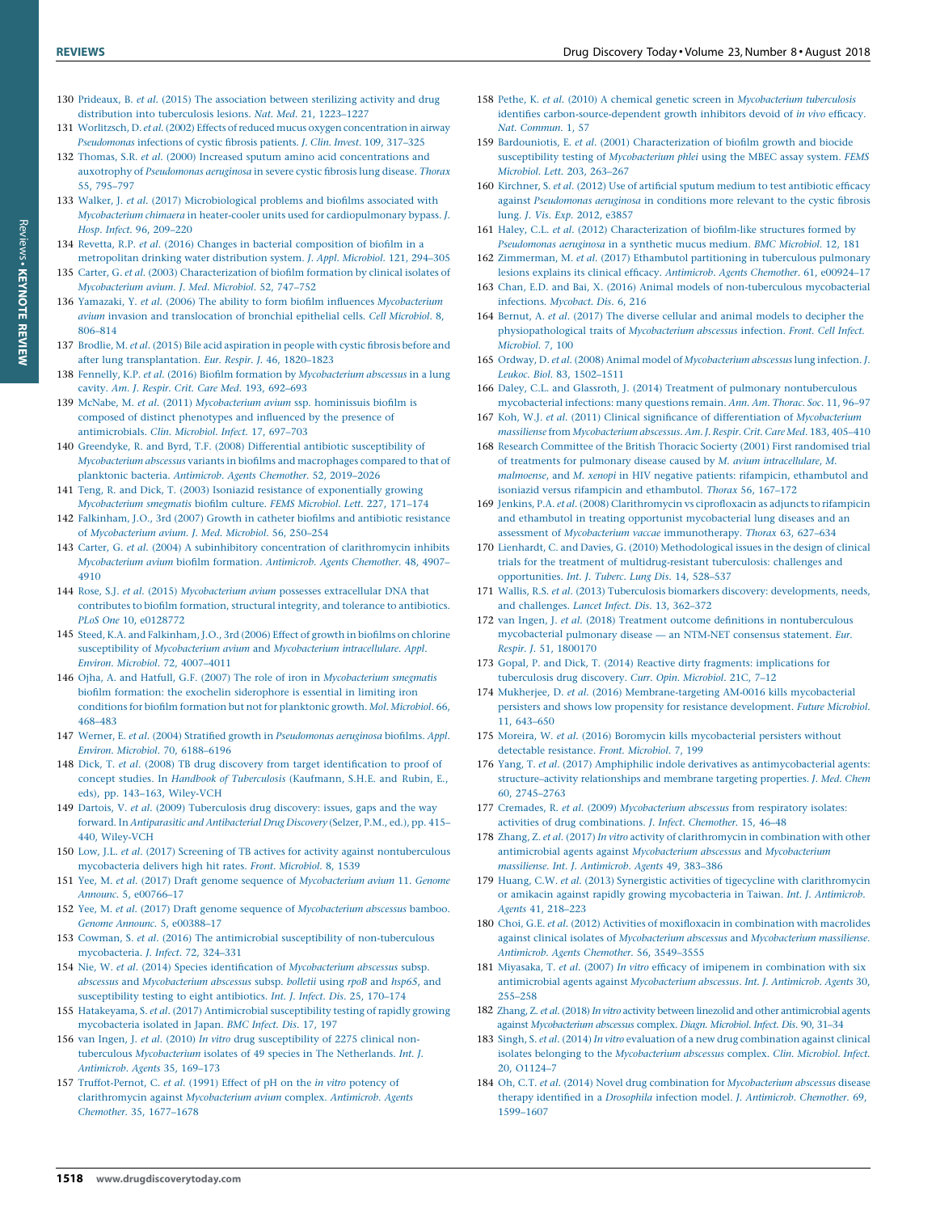130 Prideaux, B. *et al.* (2015) The association between sterilizing activity and drug distribution into tuberculosis lesions. *Nat. Med.* 21, 1223–1227

131 Worlitzsch, D. *et al.* (2002) Effects of reduced mucus oxygen concentration in airway *Pseudomonas* infections of cystic fibrosis patients. *J. Clin. Invest.* 109, 317–325

132 Thomas, S.R. *et al.* (2000) Increased sputum amino acid concentrations and auxotrophy of *Pseudomonas aeruginosa* in severe cystic fibrosis lung disease. *Thorax* 55, 795–797

133 Walker, J. *et al.* (2017) Microbiological problems and biofilms associated with *Mycobacterium chimaera* in heater-cooler units used for cardiopulmonary bypass. *J. Hosp. Infect.* 96, 209–220

134 Revetta, R.P. *et al.* (2016) Changes in bacterial composition of biofilm in a metropolitan drinking water distribution system. *J. Appl. Microbiol.* 121, 294–305

135 Carter, G. *et al.* (2003) Characterization of biofilm formation by clinical isolates of *Mycobacterium avium*. *J. Med. Microbiol.* 52, 747–752

136 Yamazaki, Y. *et al.* (2006) The ability to form biofilm influences *Mycobacterium avium* invasion and translocation of bronchial epithelial cells. *Cell Microbiol.* 8, 806–814

137 Brodlie, M. *et al.* (2015) Bile acid aspiration in people with cystic fibrosis before and after lung transplantation. *Eur. Respir. J.* 46, 1820–1823

138 Fennelly, K.P. *et al.* (2016) Biofilm formation by *Mycobacterium abscessus* in a lung cavity. *Am. J. Respir. Crit. Care Med.* 193, 692–693

139 McNabe, M. *et al.* (2011) *Mycobacterium avium* ssp. hominissuis biofilm is composed of distinct phenotypes and influenced by the presence of antimicrobials. *Clin. Microbiol. Infect.* 17, 697–703

140 Greendyke, R. and Byrd, T.F. (2008) Differential antibiotic susceptibility of *Mycobacterium abscessus* variants in biofilms and macrophages compared to that of planktonic bacteria. *Antimicrob. Agents Chemother.* 52, 2019–2026

141 Teng, R. and Dick, T. (2003) Isoniazid resistance of exponentially growing *Mycobacterium smegmatis* biofilm culture. *FEMS Microbiol. Lett.* 227, 171–174

142 Falkinham, J.O., 3rd (2007) Growth in catheter biofilms and antibiotic resistance of *Mycobacterium avium*. *J. Med. Microbiol.* 56, 250–254

143 Carter, G. *et al.* (2004) A subinhibitory concentration of clarithromycin inhibits *Mycobacterium avium* biofilm formation. *Antimicrob. Agents Chemother.* 48, 4907–4910

144 Rose, S.J. *et al.* (2015) *Mycobacterium avium* possesses extracellular DNA that contributes to biofilm formation, structural integrity, and tolerance to antibiotics. *PLoS One* 10, e0128772

145 Steed, K.A. and Falkinham, J.O., 3rd (2006) Effect of growth in biofilms on chlorine susceptibility of *Mycobacterium avium* and *Mycobacterium intracellulare*. *Appl. Environ. Microbiol.* 72, 4007–4011

146 Ojha, A. and Hatfull, G.F. (2007) The role of iron in *Mycobacterium smegmatis* biofilm formation: the exochelin siderophore is essential in limiting iron conditions for biofilm formation but not for planktonic growth. *Mol. Microbiol.* 66, 468–483

147 Werner, E. *et al.* (2004) Stratified growth in *Pseudomonas aeruginosa* biofilms. *Appl. Environ. Microbiol.* 70, 6188–6196

148 Dick, T. *et al.* (2008) TB drug discovery from target identification to proof of concept studies. In *Handbook of Tuberculosis* (Kaufmann, S.H.E. and Rubin, E., eds), pp. 143–163, Wiley-VCH

149 Dartois, V. *et al.* (2009) Tuberculosis drug discovery: issues, gaps and the way forward. In *Antiparasitic and Antibacterial Drug Discovery* (Selzer, P.M., ed.), pp. 415–440, Wiley-VCH

150 Low, J.L. *et al.* (2017) Screening of TB actives for activity against nontuberculous mycobacteria delivers high hit rates. *Front. Microbiol.* 8, 1539

151 Yee, M. *et al.* (2017) Draft genome sequence of *Mycobacterium avium* 11. *Genome Announc.* 5, e00766–17

152 Yee, M. *et al.* (2017) Draft genome sequence of *Mycobacterium abscessus* bamboo. *Genome Announc.* 5, e00388–17

153 Cowman, S. *et al.* (2016) The antimicrobial susceptibility of non-tuberculous mycobacteria. *J. Infect.* 72, 324–331

154 Nie, W. *et al.* (2014) Species identification of *Mycobacterium abscessus* subsp. *abscessus* and *Mycobacterium abscessus* subsp. *bolletii* using *rpoB* and *hsp65*, and susceptibility testing to eight antibiotics. *Int. J. Infect. Dis.* 25, 170–174

155 Hatakeyama, S. *et al.* (2017) Antimicrobial susceptibility testing of rapidly growing mycobacteria isolated in Japan. *BMC Infect. Dis.* 17, 197

156 van Ingen, J. *et al.* (2010) *In vitro* drug susceptibility of 2275 clinical non-tuberculous *Mycobacterium* isolates of 49 species in The Netherlands. *Int. J. Antimicrob. Agents* 35, 169–173

157 Truffot-Pernot, C. *et al.* (1991) Effect of pH on the *in vitro* potency of clarithromycin against *Mycobacterium avium* complex. *Antimicrob. Agents Chemother.* 35, 1677–1678

158 Pethe, K. *et al.* (2010) A chemical genetic screen in *Mycobacterium tuberculosis* identifies carbon-source-dependent growth inhibitors devoid of *in vivo* efficacy. *Nat. Commun.* 1, 57

159 Bardouniotis, E. *et al.* (2001) Characterization of biofilm growth and biocide susceptibility testing of *Mycobacterium phlei* using the MBEC assay system. *FEMS Microbiol. Lett.* 203, 263–267

160 Kirchner, S. *et al.* (2012) Use of artificial sputum medium to test antibiotic efficacy against *Pseudomonas aeruginosa* in conditions more relevant to the cystic fibrosis lung. *J. Vis. Exp.* 2012, e3857

161 Haley, C.L. *et al.* (2012) Characterization of biofilm-like structures formed by *Pseudomonas aeruginosa* in a synthetic mucus medium. *BMC Microbiol.* 12, 181

162 Zimmerman, M. *et al.* (2017) Ethambutol partitioning in tuberculosis pulmonary lesions explains its clinical efficacy. *Antimicrob. Agents Chemother.* 61, e00924–17

163 Chan, E.D. and Bai, X. (2016) Animal models of non-tuberculous mycobacterial infections. *Mycobact. Dis.* 6, 216

164 Bernut, A. *et al.* (2017) The diverse cellular and animal models to decipher the physiopathological traits of *Mycobacterium abscessus* infection. *Front. Cell Infect. Microbiol.* 7, 100

165 Ordway, D. *et al.* (2008) Animal model of *Mycobacterium abscessus* lung infection. *J. Leukoc. Biol.* 83, 1502–1511

166 Daley, C.L. and Glassroth, J. (2014) Treatment of pulmonary nontuberculous mycobacterial infections: many questions remain. *Ann. Am. Thorac. Soc.* 11, 96–97

167 Koh, W.J. *et al.* (2011) Clinical significance of differentiation of *Mycobacterium massiliense* from *Mycobacterium abscessus*. *Am. J. Respir. Crit. Care Med.* 183, 405–410

168 Research Committee of the British Thoracic Society (2001) First randomised trial of treatments for pulmonary disease caused by *M. avium intracellulare*, *M. malmoense*, and *M. xenopi* in HIV negative patients: rifampicin, ethambutol and isoniazid versus rifampicin and ethambutol. *Thorax* 56, 167–172

169 Jenkins, P.A. *et al.* (2008) Clarithromycin vs ciprofloxacin as adjuncts to rifampicin and ethambutol in treating opportunist mycobacterial lung diseases and an assessment of *Mycobacterium vaccae* immunotherapy. *Thorax* 63, 627–634

170 Lienhardt, C. and Davies, G. (2010) Methodological issues in the design of clinical trials for the treatment of multidrug-resistant tuberculosis: challenges and opportunities. *Int. J. Tuberc. Lung Dis.* 14, 528–537

171 Wallis, R.S. *et al.* (2013) Tuberculosis biomarkers discovery: developments, needs, and challenges. *Lancet Infect. Dis.* 13, 362–372

172 van Ingen, J. *et al.* (2018) Treatment outcome definitions in nontuberculous mycobacterial pulmonary disease — an NTM-NET consensus statement. *Eur. Respir. J.* 51, 1800170

173 Gopal, P. and Dick, T. (2014) Reactive dirty fragments: implications for tuberculosis drug discovery. *Curr. Opin. Microbiol.* 21C, 7–12

174 Mukherjee, D. *et al.* (2016) Membrane-targeting AM-0016 kills mycobacterial persisters and shows low propensity for resistance development. *Future Microbiol.* 11, 643–650

175 Moreira, W. *et al.* (2016) Boromycin kills mycobacterial persisters without detectable resistance. *Front. Microbiol.* 7, 199

176 Yang, T. *et al.* (2017) Amphiphilic indole derivatives as antimycobacterial agents: structure–activity relationships and membrane targeting properties. *J. Med. Chem* 60, 2745–2763

177 Cremades, R. *et al.* (2009) *Mycobacterium abscessus* from respiratory isolates: activities of drug combinations. *J. Infect. Chemother.* 15, 46–48

178 Zhang, Z. *et al.* (2017) *In vitro* activity of clarithromycin in combination with other antimicrobial agents against *Mycobacterium abscessus* and *Mycobacterium massiliense*. *Int. J. Antimicrob. Agents* 49, 383–386

179 Huang, C.W. *et al.* (2013) Synergistic activities of tigecycline with clarithromycin or amikacin against rapidly growing mycobacteria in Taiwan. *Int. J. Antimicrob. Agents* 41, 218–223

180 Choi, G.E. *et al.* (2012) Activities of moxifloxacin in combination with macrolides against clinical isolates of *Mycobacterium abscessus* and *Mycobacterium massiliense*. *Antimicrob. Agents Chemother.* 56, 3549–3555

181 Miyasaka, T. *et al.* (2007) *In vitro* efficacy of imipenem in combination with six antimicrobial agents against *Mycobacterium abscessus*. *Int. J. Antimicrob. Agents* 30, 255–258

182 Zhang, Z. *et al.* (2018) *In vitro* activity between linezolid and other antimicrobial agents against *Mycobacterium abscessus* complex. *Diagn. Microbiol. Infect. Dis.* 90, 31–34

183 Singh, S. *et al.* (2014) *In vitro* evaluation of a new drug combination against clinical isolates belonging to the *Mycobacterium abscessus* complex. *Clin. Microbiol. Infect.* 20, O1124–7

184 Oh, C.T. *et al.* (2014) Novel drug combination for *Mycobacterium abscessus* disease therapy identified in a *Drosophila* infection model. *J. Antimicrob. Chemother.* 69, 1599–1607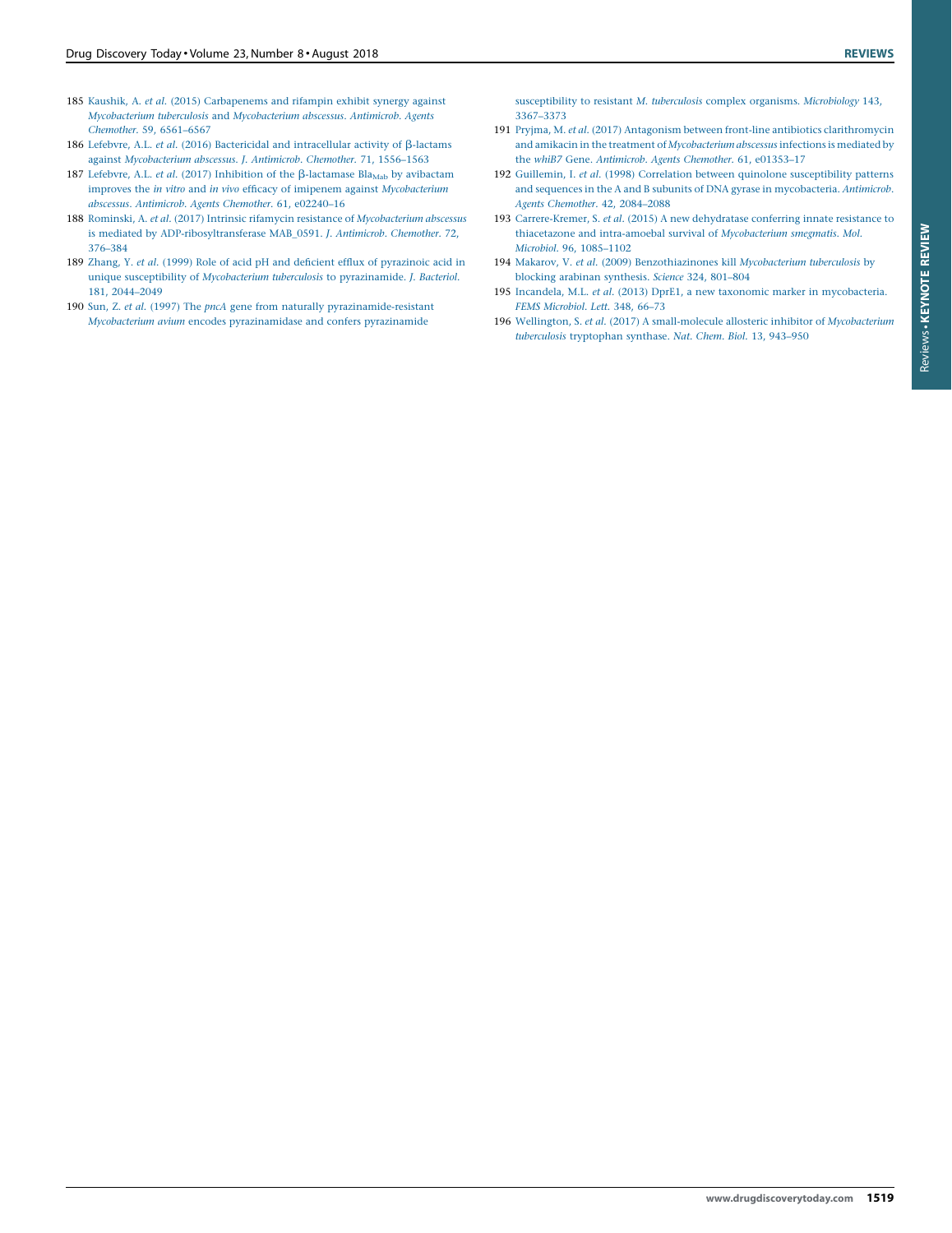185 Kaushik, A. *et al.* (2015) Carbapenems and rifampin exhibit synergy against *Mycobacterium tuberculosis* and *Mycobacterium abscessus*. *Antimicrob. Agents Chemother.* 59, 6561–6567

186 Lefebvre, A.L. *et al.* (2016) Bactericidal and intracellular activity of β-lactams against *Mycobacterium abscessus*. *J. Antimicrob. Chemother.* 71, 1556–1563

187 Lefebvre, A.L. *et al.* (2017) Inhibition of the β-lactamase $Bla_{Mab}$ by avibactam improves the *in vitro* and *in vivo* efficacy of imipenem against *Mycobacterium abscessus*. *Antimicrob. Agents Chemother.* 61, e02240–16

188 Rominski, A. *et al.* (2017) Intrinsic rifamycin resistance of *Mycobacterium abscessus* is mediated by ADP-ribosyltransferase MAB_0591. *J. Antimicrob. Chemother.* 72, 376–384

189 Zhang, Y. *et al.* (1999) Role of acid pH and deficient efflux of pyrazinoic acid in unique susceptibility of *Mycobacterium tuberculosis* to pyrazinamide. *J. Bacteriol.* 181, 2044–2049

190 Sun, Z. *et al.* (1997) The *pncA* gene from naturally pyrazinamide-resistant *Mycobacterium avium* encodes pyrazinamidase and confers pyrazinamide susceptibility to resistant *M. tuberculosis* complex organisms. *Microbiology* 143, 3367–3373

191 Pryjma, M. *et al.* (2017) Antagonism between front-line antibiotics clarithromycin and amikacin in the treatment of *Mycobacterium abscessus* infections is mediated by the *whiB7* Gene. *Antimicrob. Agents Chemother.* 61, e01353–17

192 Guillemin, I. *et al.* (1998) Correlation between quinolone susceptibility patterns and sequences in the A and B subunits of DNA gyrase in mycobacteria. *Antimicrob. Agents Chemother.* 42, 2084–2088

193 Carrere-Kremer, S. *et al.* (2015) A new dehydratase conferring innate resistance to thiacetazone and intra-amoebal survival of *Mycobacterium smegmatis*. *Mol. Microbiol.* 96, 1085–1102

194 Makarov, V. *et al.* (2009) Benzothiazinones kill *Mycobacterium tuberculosis* by blocking arabinan synthesis. *Science* 324, 801–804

195 Incandela, M.L. *et al.* (2013) DprE1, a new taxonomic marker in mycobacteria. *FEMS Microbiol. Lett.* 348, 66–73

196 Wellington, S. *et al.* (2017) A small-molecule allosteric inhibitor of *Mycobacterium tuberculosis* tryptophan synthase. *Nat. Chem. Biol.* 13, 943–950